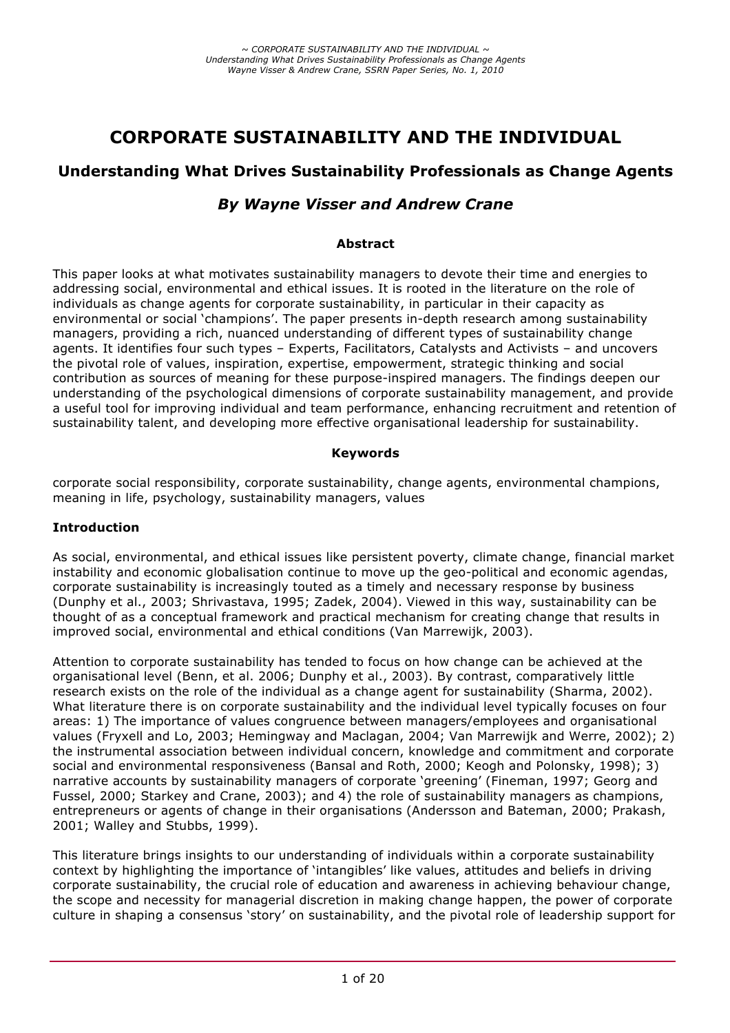# CORPORATE SUSTAINABILITY AND THE INDIVIDUAL

## Understanding What Drives Sustainability Professionals as Change Agents

### *By Wayne Visser and Andrew Crane*

**Abstract**

This paper looks at what motivates sustainability managers to devote their time and energies to addressing social, environmental and ethical issues. It is rooted in the literature on the role of individuals as change agents for corporate sustainability, in particular in their capacity as environmental or social 'champions'. The paper presents in-depth research among sustainability managers, providing a rich, nuanced understanding of different types of sustainability change agents. It identifies four such types – Experts, Facilitators, Catalysts and Activists – and uncovers the pivotal role of values, inspiration, expertise, empowerment, strategic thinking and social contribution as sources of meaning for these purpose-inspired managers. The findings deepen our understanding of the psychological dimensions of corporate sustainability management, and provide a useful tool for improving individual and team performance, enhancing recruitment and retention of sustainability talent, and developing more effective organisational leadership for sustainability.

**Keywords**

corporate social responsibility, corporate sustainability, change agents, environmental champions, meaning in life, psychology, sustainability managers, values

**Introduction**

As social, environmental, and ethical issues like persistent poverty, climate change, financial market instability and economic globalisation continue to move up the geo-political and economic agendas, corporate sustainability is increasingly touted as a timely and necessary response by business (Dunphy et al., 2003; Shrivastava, 1995; Zadek, 2004). Viewed in this way, sustainability can be thought of as a conceptual framework and practical mechanism for creating change that results in improved social, environmental and ethical conditions (Van Marrewijk, 2003).

Attention to corporate sustainability has tended to focus on how change can be achieved at the organisational level (Benn, et al. 2006; Dunphy et al., 2003). By contrast, comparatively little research exists on the role of the individual as a change agent for sustainability (Sharma, 2002). What literature there is on corporate sustainability and the individual level typically focuses on four areas: 1) The importance of values congruence between managers/employees and organisational values (Fryxell and Lo, 2003; Hemingway and Maclagan, 2004; Van Marrewijk and Werre, 2002); 2) the instrumental association between individual concern, knowledge and commitment and corporate social and environmental responsiveness (Bansal and Roth, 2000; Keogh and Polonsky, 1998); 3) narrative accounts by sustainability managers of corporate 'greening' (Fineman, 1997; Georg and Fussel, 2000; Starkey and Crane, 2003); and 4) the role of sustainability managers as champions, entrepreneurs or agents of change in their organisations (Andersson and Bateman, 2000; Prakash, 2001; Walley and Stubbs, 1999).

This literature brings insights to our understanding of individuals within a corporate sustainability context by highlighting the importance of 'intangibles' like values, attitudes and beliefs in driving corporate sustainability, the crucial role of education and awareness in achieving behaviour change, the scope and necessity for managerial discretion in making change happen, the power of corporate culture in shaping a consensus 'story' on sustainability, and the pivotal role of leadership support for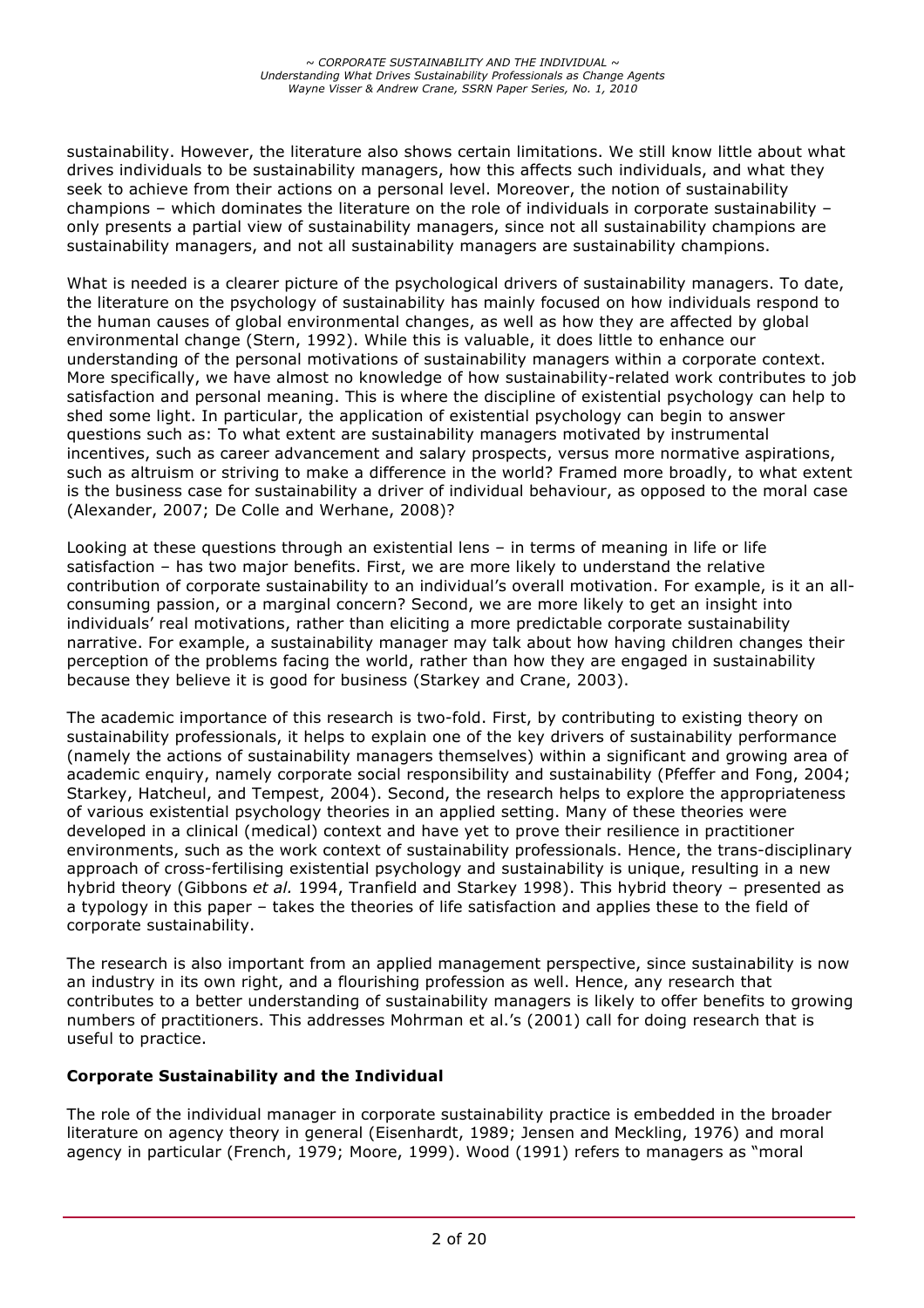sustainability. However, the literature also shows certain limitations. We still know little about what drives individuals to be sustainability managers, how this affects such individuals, and what they seek to achieve from their actions on a personal level. Moreover, the notion of sustainability champions – which dominates the literature on the role of individuals in corporate sustainability – only presents a partial view of sustainability managers, since not all sustainability champions are sustainability managers, and not all sustainability managers are sustainability champions.

What is needed is a clearer picture of the psychological drivers of sustainability managers. To date, the literature on the psychology of sustainability has mainly focused on how individuals respond to the human causes of global environmental changes, as well as how they are affected by global environmental change (Stern, 1992). While this is valuable, it does little to enhance our understanding of the personal motivations of sustainability managers within a corporate context. More specifically, we have almost no knowledge of how sustainability-related work contributes to job satisfaction and personal meaning. This is where the discipline of existential psychology can help to shed some light. In particular, the application of existential psychology can begin to answer questions such as: To what extent are sustainability managers motivated by instrumental incentives, such as career advancement and salary prospects, versus more normative aspirations, such as altruism or striving to make a difference in the world? Framed more broadly, to what extent is the business case for sustainability a driver of individual behaviour, as opposed to the moral case (Alexander, 2007; De Colle and Werhane, 2008)?

Looking at these questions through an existential lens – in terms of meaning in life or life satisfaction – has two major benefits. First, we are more likely to understand the relative contribution of corporate sustainability to an individual's overall motivation. For example, is it an all-consuming passion, or a marginal concern? Second, we are more likely to get an insight into individuals' real motivations, rather than eliciting a more predictable corporate sustainability narrative. For example, a sustainability manager may talk about how having children changes their perception of the problems facing the world, rather than how they are engaged in sustainability because they believe it is good for business (Starkey and Crane, 2003).

The academic importance of this research is two-fold. First, by contributing to existing theory on sustainability professionals, it helps to explain one of the key drivers of sustainability performance (namely the actions of sustainability managers themselves) within a significant and growing area of academic enquiry, namely corporate social responsibility and sustainability (Pfeffer and Fong, 2004; Starkey, Hatcheul, and Tempest, 2004). Second, the research helps to explore the appropriateness of various existential psychology theories in an applied setting. Many of these theories were developed in a clinical (medical) context and have yet to prove their resilience in practitioner environments, such as the work context of sustainability professionals. Hence, the trans-disciplinary approach of cross-fertilising existential psychology and sustainability is unique, resulting in a new hybrid theory (Gibbons *et al.* 1994, Tranfield and Starkey 1998). This hybrid theory – presented as a typology in this paper – takes the theories of life satisfaction and applies these to the field of corporate sustainability.

The research is also important from an applied management perspective, since sustainability is now an industry in its own right, and a flourishing profession as well. Hence, any research that contributes to a better understanding of sustainability managers is likely to offer benefits to growing numbers of practitioners. This addresses Mohrman et al.'s (2001) call for doing research that is useful to practice.

## Corporate Sustainability and the Individual

The role of the individual manager in corporate sustainability practice is embedded in the broader literature on agency theory in general (Eisenhardt, 1989; Jensen and Meckling, 1976) and moral agency in particular (French, 1979; Moore, 1999). Wood (1991) refers to managers as "moral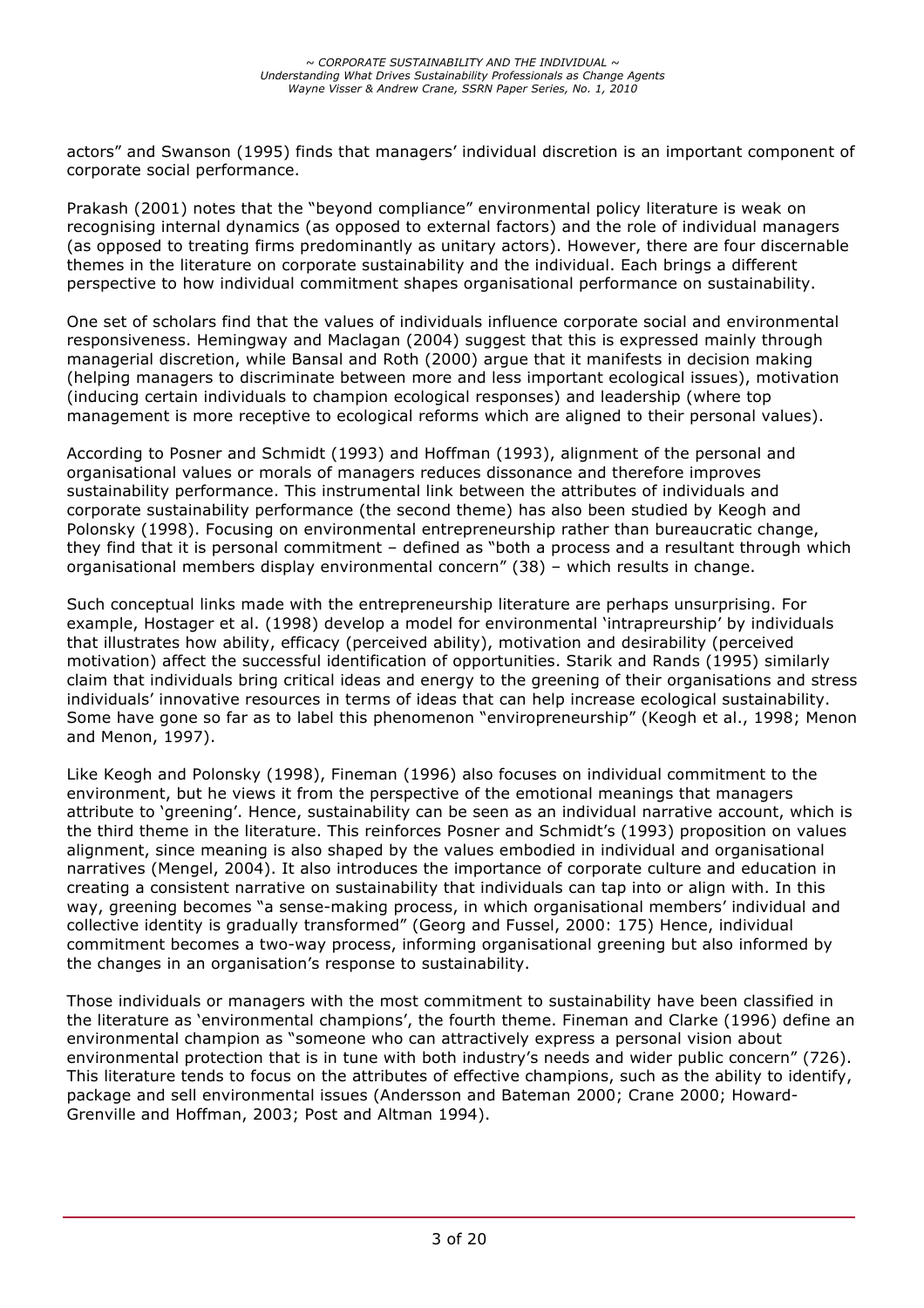actors" and Swanson (1995) finds that managers' individual discretion is an important component of corporate social performance.

Prakash (2001) notes that the "beyond compliance" environmental policy literature is weak on recognising internal dynamics (as opposed to external factors) and the role of individual managers (as opposed to treating firms predominantly as unitary actors). However, there are four discernable themes in the literature on corporate sustainability and the individual. Each brings a different perspective to how individual commitment shapes organisational performance on sustainability.

One set of scholars find that the values of individuals influence corporate social and environmental responsiveness. Hemingway and Maclagan (2004) suggest that this is expressed mainly through managerial discretion, while Bansal and Roth (2000) argue that it manifests in decision making (helping managers to discriminate between more and less important ecological issues), motivation (inducing certain individuals to champion ecological responses) and leadership (where top management is more receptive to ecological reforms which are aligned to their personal values).

According to Posner and Schmidt (1993) and Hoffman (1993), alignment of the personal and organisational values or morals of managers reduces dissonance and therefore improves sustainability performance. This instrumental link between the attributes of individuals and corporate sustainability performance (the second theme) has also been studied by Keogh and Polonsky (1998). Focusing on environmental entrepreneurship rather than bureaucratic change, they find that it is personal commitment – defined as "both a process and a resultant through which organisational members display environmental concern" (38) – which results in change.

Such conceptual links made with the entrepreneurship literature are perhaps unsurprising. For example, Hostager et al. (1998) develop a model for environmental 'intrapreurship' by individuals that illustrates how ability, efficacy (perceived ability), motivation and desirability (perceived motivation) affect the successful identification of opportunities. Starik and Rands (1995) similarly claim that individuals bring critical ideas and energy to the greening of their organisations and stress individuals' innovative resources in terms of ideas that can help increase ecological sustainability. Some have gone so far as to label this phenomenon "enviropreneurship" (Keogh et al., 1998; Menon and Menon, 1997).

Like Keogh and Polonsky (1998), Fineman (1996) also focuses on individual commitment to the environment, but he views it from the perspective of the emotional meanings that managers attribute to 'greening'. Hence, sustainability can be seen as an individual narrative account, which is the third theme in the literature. This reinforces Posner and Schmidt's (1993) proposition on values alignment, since meaning is also shaped by the values embodied in individual and organisational narratives (Mengel, 2004). It also introduces the importance of corporate culture and education in creating a consistent narrative on sustainability that individuals can tap into or align with. In this way, greening becomes "a sense-making process, in which organisational members' individual and collective identity is gradually transformed" (Georg and Fussel, 2000: 175) Hence, individual commitment becomes a two-way process, informing organisational greening but also informed by the changes in an organisation's response to sustainability.

Those individuals or managers with the most commitment to sustainability have been classified in the literature as 'environmental champions', the fourth theme. Fineman and Clarke (1996) define an environmental champion as "someone who can attractively express a personal vision about environmental protection that is in tune with both industry's needs and wider public concern" (726). This literature tends to focus on the attributes of effective champions, such as the ability to identify, package and sell environmental issues (Andersson and Bateman 2000; Crane 2000; Howard-Grenville and Hoffman, 2003; Post and Altman 1994).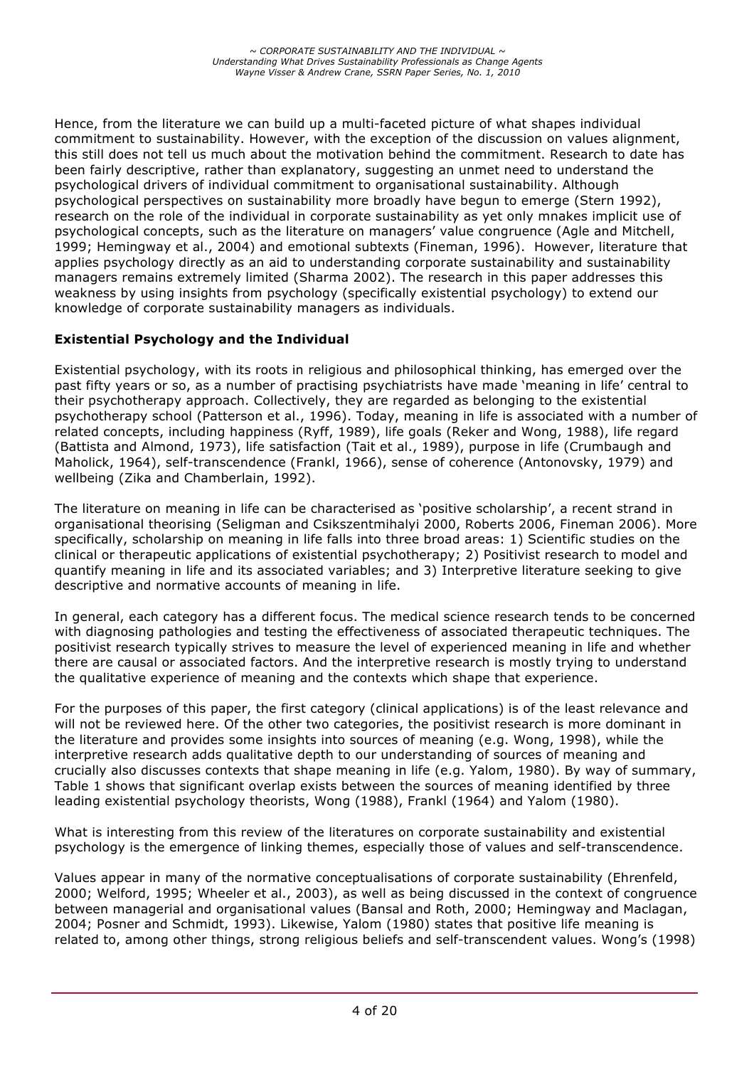Hence, from the literature we can build up a multi-faceted picture of what shapes individual commitment to sustainability. However, with the exception of the discussion on values alignment, this still does not tell us much about the motivation behind the commitment. Research to date has been fairly descriptive, rather than explanatory, suggesting an unmet need to understand the psychological drivers of individual commitment to organisational sustainability. Although psychological perspectives on sustainability more broadly have begun to emerge (Stern 1992), research on the role of the individual in corporate sustainability as yet only mnakes implicit use of psychological concepts, such as the literature on managers' value congruence (Agle and Mitchell, 1999; Hemingway et al., 2004) and emotional subtexts (Fineman, 1996). However, literature that applies psychology directly as an aid to understanding corporate sustainability and sustainability managers remains extremely limited (Sharma 2002). The research in this paper addresses this weakness by using insights from psychology (specifically existential psychology) to extend our knowledge of corporate sustainability managers as individuals.

**Existential Psychology and the Individual**

Existential psychology, with its roots in religious and philosophical thinking, has emerged over the past fifty years or so, as a number of practising psychiatrists have made 'meaning in life' central to their psychotherapy approach. Collectively, they are regarded as belonging to the existential psychotherapy school (Patterson et al., 1996). Today, meaning in life is associated with a number of related concepts, including happiness (Ryff, 1989), life goals (Reker and Wong, 1988), life regard (Battista and Almond, 1973), life satisfaction (Tait et al., 1989), purpose in life (Crumbaugh and Maholick, 1964), self-transcendence (Frankl, 1966), sense of coherence (Antonovsky, 1979) and wellbeing (Zika and Chamberlain, 1992).

The literature on meaning in life can be characterised as 'positive scholarship', a recent strand in organisational theorising (Seligman and Csikszentmihalyi 2000, Roberts 2006, Fineman 2006). More specifically, scholarship on meaning in life falls into three broad areas: 1) Scientific studies on the clinical or therapeutic applications of existential psychotherapy; 2) Positivist research to model and quantify meaning in life and its associated variables; and 3) Interpretive literature seeking to give descriptive and normative accounts of meaning in life.

In general, each category has a different focus. The medical science research tends to be concerned with diagnosing pathologies and testing the effectiveness of associated therapeutic techniques. The positivist research typically strives to measure the level of experienced meaning in life and whether there are causal or associated factors. And the interpretive research is mostly trying to understand the qualitative experience of meaning and the contexts which shape that experience.

For the purposes of this paper, the first category (clinical applications) is of the least relevance and will not be reviewed here. Of the other two categories, the positivist research is more dominant in the literature and provides some insights into sources of meaning (e.g. Wong, 1998), while the interpretive research adds qualitative depth to our understanding of sources of meaning and crucially also discusses contexts that shape meaning in life (e.g. Yalom, 1980). By way of summary, Table 1 shows that significant overlap exists between the sources of meaning identified by three leading existential psychology theorists, Wong (1988), Frankl (1964) and Yalom (1980).

What is interesting from this review of the literatures on corporate sustainability and existential psychology is the emergence of linking themes, especially those of values and self-transcendence.

Values appear in many of the normative conceptualisations of corporate sustainability (Ehrenfeld, 2000; Welford, 1995; Wheeler et al., 2003), as well as being discussed in the context of congruence between managerial and organisational values (Bansal and Roth, 2000; Hemingway and Maclagan, 2004; Posner and Schmidt, 1993). Likewise, Yalom (1980) states that positive life meaning is related to, among other things, strong religious beliefs and self-transcendent values. Wong's (1998)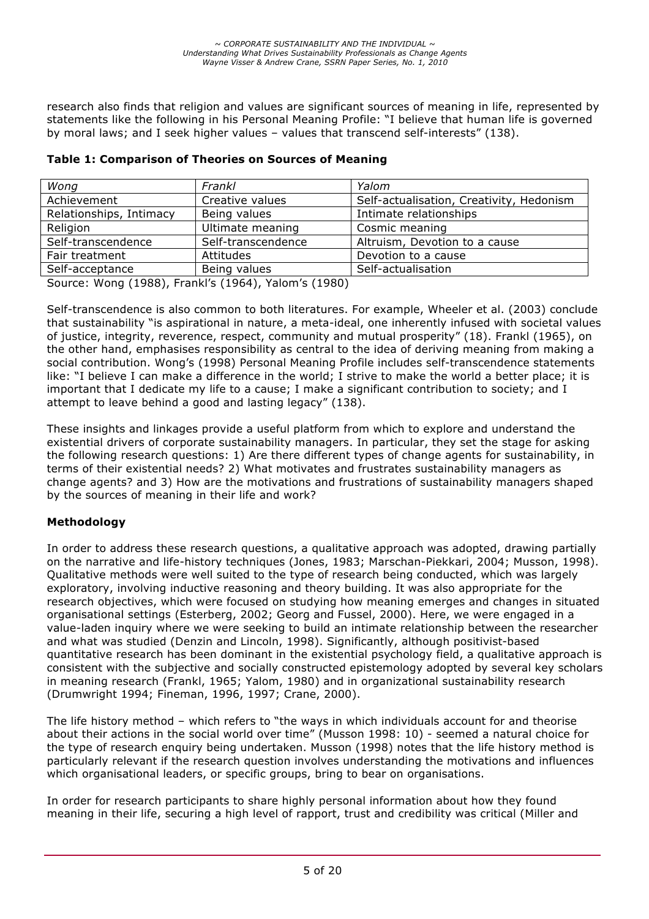research also finds that religion and values are significant sources of meaning in life, represented by statements like the following in his Personal Meaning Profile: "I believe that human life is governed by moral laws; and I seek higher values – values that transcend self-interests" (138).

**Table 1: Comparison of Theories on Sources of Meaning**

| *Wong* | *Frankl* | *Yalom* |
|---|---|---|
| Achievement | Creative values | Self-actualisation, Creativity, Hedonism |
| Relationships, Intimacy | Being values | Intimate relationships |
| Religion | Ultimate meaning | Cosmic meaning |
| Self-transcendence | Self-transcendence | Altruism, Devotion to a cause |
| Fair treatment | Attitudes | Devotion to a cause |
| Self-acceptance | Being values | Self-actualisation |

Source: Wong (1988), Frankl's (1964), Yalom's (1980)

Self-transcendence is also common to both literatures. For example, Wheeler et al. (2003) conclude that sustainability "is aspirational in nature, a meta-ideal, one inherently infused with societal values of justice, integrity, reverence, respect, community and mutual prosperity" (18). Frankl (1965), on the other hand, emphasises responsibility as central to the idea of deriving meaning from making a social contribution. Wong's (1998) Personal Meaning Profile includes self-transcendence statements like: "I believe I can make a difference in the world; I strive to make the world a better place; it is important that I dedicate my life to a cause; I make a significant contribution to society; and I attempt to leave behind a good and lasting legacy" (138).

These insights and linkages provide a useful platform from which to explore and understand the existential drivers of corporate sustainability managers. In particular, they set the stage for asking the following research questions: 1) Are there different types of change agents for sustainability, in terms of their existential needs? 2) What motivates and frustrates sustainability managers as change agents? and 3) How are the motivations and frustrations of sustainability managers shaped by the sources of meaning in their life and work?

## Methodology

In order to address these research questions, a qualitative approach was adopted, drawing partially on the narrative and life-history techniques (Jones, 1983; Marschan-Piekkari, 2004; Musson, 1998). Qualitative methods were well suited to the type of research being conducted, which was largely exploratory, involving inductive reasoning and theory building. It was also appropriate for the research objectives, which were focused on studying how meaning emerges and changes in situated organisational settings (Esterberg, 2002; Georg and Fussel, 2000). Here, we were engaged in a value-laden inquiry where we were seeking to build an intimate relationship between the researcher and what was studied (Denzin and Lincoln, 1998). Significantly, although positivist-based quantitative research has been dominant in the existential psychology field, a qualitative approach is consistent with the subjective and socially constructed epistemology adopted by several key scholars in meaning research (Frankl, 1965; Yalom, 1980) and in organizational sustainability research (Drumwright 1994; Fineman, 1996, 1997; Crane, 2000).

The life history method – which refers to "the ways in which individuals account for and theorise about their actions in the social world over time" (Musson 1998: 10) - seemed a natural choice for the type of research enquiry being undertaken. Musson (1998) notes that the life history method is particularly relevant if the research question involves understanding the motivations and influences which organisational leaders, or specific groups, bring to bear on organisations.

In order for research participants to share highly personal information about how they found meaning in their life, securing a high level of rapport, trust and credibility was critical (Miller and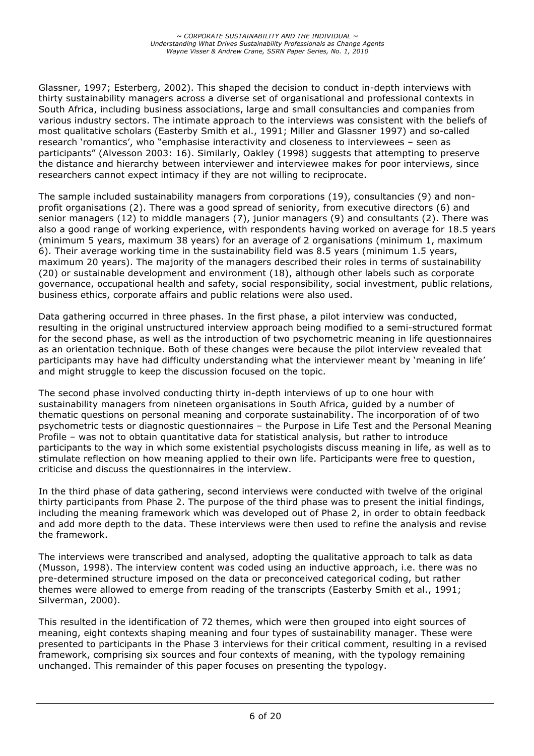Glassner, 1997; Esterberg, 2002). This shaped the decision to conduct in-depth interviews with thirty sustainability managers across a diverse set of organisational and professional contexts in South Africa, including business associations, large and small consultancies and companies from various industry sectors. The intimate approach to the interviews was consistent with the beliefs of most qualitative scholars (Easterby Smith et al., 1991; Miller and Glassner 1997) and so-called research 'romantics', who "emphasise interactivity and closeness to interviewees – seen as participants" (Alvesson 2003: 16). Similarly, Oakley (1998) suggests that attempting to preserve the distance and hierarchy between interviewer and interviewee makes for poor interviews, since researchers cannot expect intimacy if they are not willing to reciprocate.

The sample included sustainability managers from corporations (19), consultancies (9) and non-profit organisations (2). There was a good spread of seniority, from executive directors (6) and senior managers (12) to middle managers (7), junior managers (9) and consultants (2). There was also a good range of working experience, with respondents having worked on average for 18.5 years (minimum 5 years, maximum 38 years) for an average of 2 organisations (minimum 1, maximum 6). Their average working time in the sustainability field was 8.5 years (minimum 1.5 years, maximum 20 years). The majority of the managers described their roles in terms of sustainability (20) or sustainable development and environment (18), although other labels such as corporate governance, occupational health and safety, social responsibility, social investment, public relations, business ethics, corporate affairs and public relations were also used.

Data gathering occurred in three phases. In the first phase, a pilot interview was conducted, resulting in the original unstructured interview approach being modified to a semi-structured format for the second phase, as well as the introduction of two psychometric meaning in life questionnaires as an orientation technique. Both of these changes were because the pilot interview revealed that participants may have had difficulty understanding what the interviewer meant by 'meaning in life' and might struggle to keep the discussion focused on the topic.

The second phase involved conducting thirty in-depth interviews of up to one hour with sustainability managers from nineteen organisations in South Africa, guided by a number of thematic questions on personal meaning and corporate sustainability. The incorporation of of two psychometric tests or diagnostic questionnaires – the Purpose in Life Test and the Personal Meaning Profile – was not to obtain quantitative data for statistical analysis, but rather to introduce participants to the way in which some existential psychologists discuss meaning in life, as well as to stimulate reflection on how meaning applied to their own life. Participants were free to question, criticise and discuss the questionnaires in the interview.

In the third phase of data gathering, second interviews were conducted with twelve of the original thirty participants from Phase 2. The purpose of the third phase was to present the initial findings, including the meaning framework which was developed out of Phase 2, in order to obtain feedback and add more depth to the data. These interviews were then used to refine the analysis and revise the framework.

The interviews were transcribed and analysed, adopting the qualitative approach to talk as data (Musson, 1998). The interview content was coded using an inductive approach, i.e. there was no pre-determined structure imposed on the data or preconceived categorical coding, but rather themes were allowed to emerge from reading of the transcripts (Easterby Smith et al., 1991; Silverman, 2000).

This resulted in the identification of 72 themes, which were then grouped into eight sources of meaning, eight contexts shaping meaning and four types of sustainability manager. These were presented to participants in the Phase 3 interviews for their critical comment, resulting in a revised framework, comprising six sources and four contexts of meaning, with the typology remaining unchanged. This remainder of this paper focuses on presenting the typology.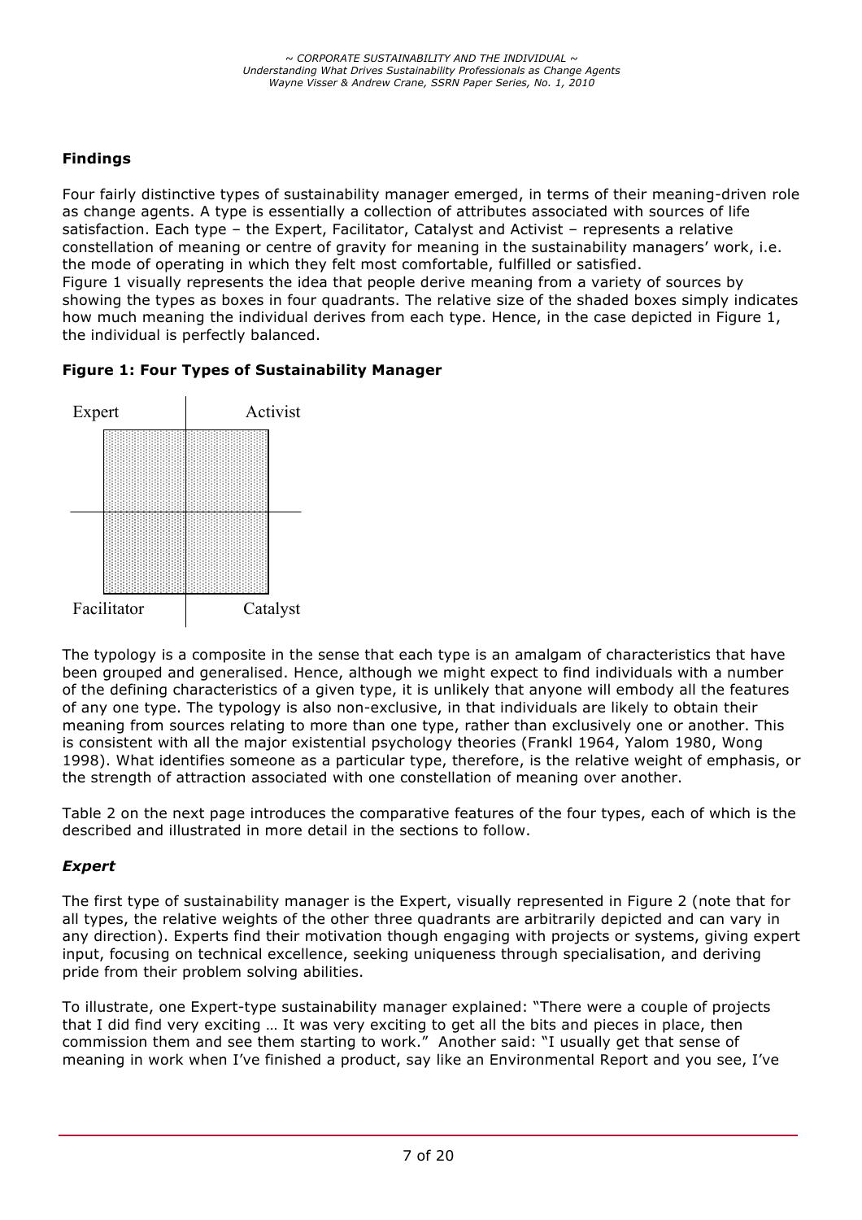## Findings

Four fairly distinctive types of sustainability manager emerged, in terms of their meaning-driven role as change agents. A type is essentially a collection of attributes associated with sources of life satisfaction. Each type – the Expert, Facilitator, Catalyst and Activist – represents a relative constellation of meaning or centre of gravity for meaning in the sustainability managers' work, i.e. the mode of operating in which they felt most comfortable, fulfilled or satisfied.
Figure 1 visually represents the idea that people derive meaning from a variety of sources by showing the types as boxes in four quadrants. The relative size of the shaded boxes simply indicates how much meaning the individual derives from each type. Hence, in the case depicted in Figure 1, the individual is perfectly balanced.

### Figure 1: Four Types of Sustainability Manager

Expert | Activist

Facilitator | Catalyst

The typology is a composite in the sense that each type is an amalgam of characteristics that have been grouped and generalised. Hence, although we might expect to find individuals with a number of the defining characteristics of a given type, it is unlikely that anyone will embody all the features of any one type. The typology is also non-exclusive, in that individuals are likely to obtain their meaning from sources relating to more than one type, rather than exclusively one or another. This is consistent with all the major existential psychology theories (Frankl 1964, Yalom 1980, Wong 1998). What identifies someone as a particular type, therefore, is the relative weight of emphasis, or the strength of attraction associated with one constellation of meaning over another.

Table 2 on the next page introduces the comparative features of the four types, each of which is the described and illustrated in more detail in the sections to follow.

### *Expert*

The first type of sustainability manager is the Expert, visually represented in Figure 2 (note that for all types, the relative weights of the other three quadrants are arbitrarily depicted and can vary in any direction). Experts find their motivation though engaging with projects or systems, giving expert input, focusing on technical excellence, seeking uniqueness through specialisation, and deriving pride from their problem solving abilities.

To illustrate, one Expert-type sustainability manager explained: "There were a couple of projects that I did find very exciting … It was very exciting to get all the bits and pieces in place, then commission them and see them starting to work." Another said: "I usually get that sense of meaning in work when I've finished a product, say like an Environmental Report and you see, I've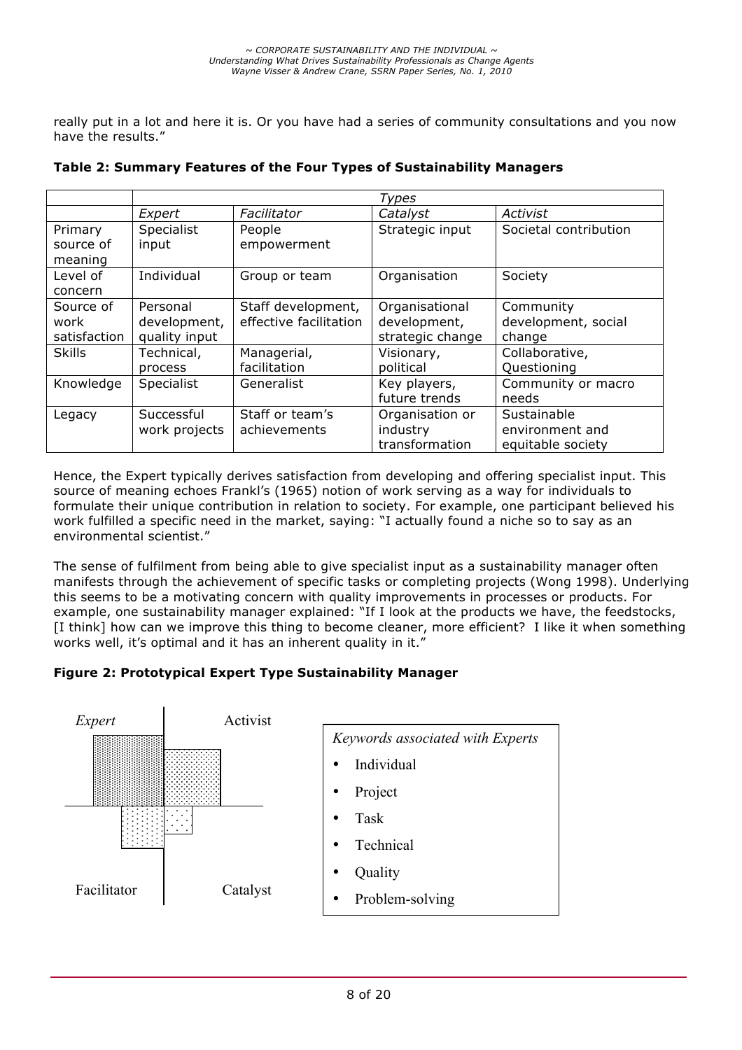really put in a lot and here it is. Or you have had a series of community consultations and you now have the results."

**Table 2: Summary Features of the Four Types of Sustainability Managers**

| | *Types* | | | |
|---|---|---|---|---|
| | *Expert* | *Facilitator* | *Catalyst* | *Activist* |
| Primary source of meaning | Specialist input | People empowerment | Strategic input | Societal contribution |
| Level of concern | Individual | Group or team | Organisation | Society |
| Source of work satisfaction | Personal development, quality input | Staff development, effective facilitation | Organisational development, strategic change | Community development, social change |
| Skills | Technical, process | Managerial, facilitation | Visionary, political | Collaborative, Questioning |
| Knowledge | Specialist | Generalist | Key players, future trends | Community or macro needs |
| Legacy | Successful work projects | Staff or team's achievements | Organisation or industry transformation | Sustainable environment and equitable society |

Hence, the Expert typically derives satisfaction from developing and offering specialist input. This source of meaning echoes Frankl's (1965) notion of work serving as a way for individuals to formulate their unique contribution in relation to society. For example, one participant believed his work fulfilled a specific need in the market, saying: "I actually found a niche so to say as an environmental scientist."

The sense of fulfilment from being able to give specialist input as a sustainability manager often manifests through the achievement of specific tasks or completing projects (Wong 1998). Underlying this seems to be a motivating concern with quality improvements in processes or products. For example, one sustainability manager explained: "If I look at the products we have, the feedstocks, [I think] how can we improve this thing to become cleaner, more efficient? I like it when something works well, it's optimal and it has an inherent quality in it."

**Figure 2: Prototypical Expert Type Sustainability Manager**

*Expert* | Activist | Facilitator | Catalyst

*Keywords associated with Experts*

- Individual
- Project
- Task
- Technical
- Quality
- Problem-solving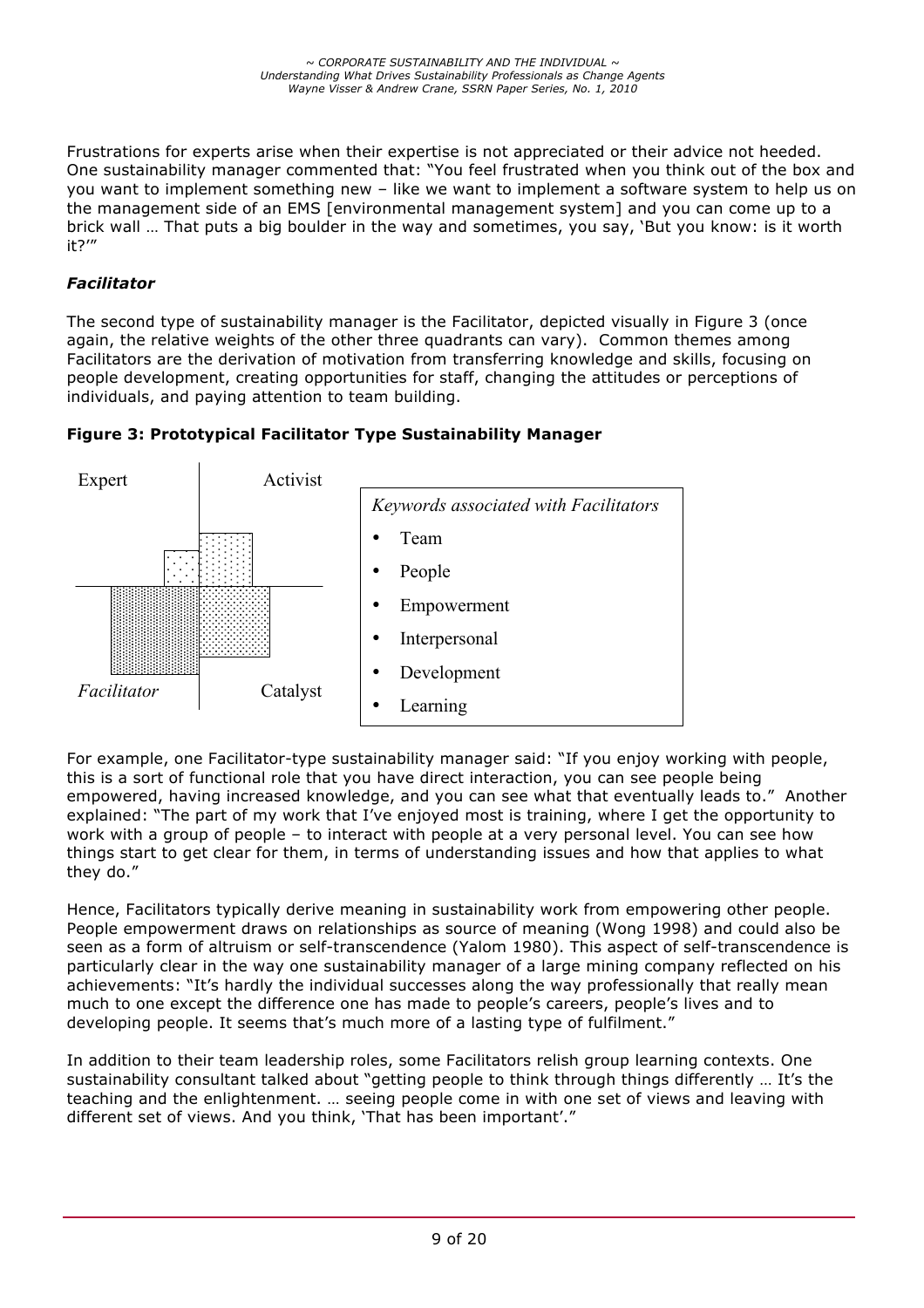Frustrations for experts arise when their expertise is not appreciated or their advice not heeded. One sustainability manager commented that: "You feel frustrated when you think out of the box and you want to implement something new – like we want to implement a software system to help us on the management side of an EMS [environmental management system] and you can come up to a brick wall … That puts a big boulder in the way and sometimes, you say, 'But you know: is it worth it?'"

### *Facilitator*

The second type of sustainability manager is the Facilitator, depicted visually in Figure 3 (once again, the relative weights of the other three quadrants can vary). Common themes among Facilitators are the derivation of motivation from transferring knowledge and skills, focusing on people development, creating opportunities for staff, changing the attitudes or perceptions of individuals, and paying attention to team building.

**Figure 3: Prototypical Facilitator Type Sustainability Manager**

Expert | Activist

*Facilitator* | Catalyst

*Keywords associated with Facilitators*

- Team
- People
- Empowerment
- Interpersonal
- Development
- Learning

For example, one Facilitator-type sustainability manager said: "If you enjoy working with people, this is a sort of functional role that you have direct interaction, you can see people being empowered, having increased knowledge, and you can see what that eventually leads to." Another explained: "The part of my work that I've enjoyed most is training, where I get the opportunity to work with a group of people – to interact with people at a very personal level. You can see how things start to get clear for them, in terms of understanding issues and how that applies to what they do."

Hence, Facilitators typically derive meaning in sustainability work from empowering other people. People empowerment draws on relationships as source of meaning (Wong 1998) and could also be seen as a form of altruism or self-transcendence (Yalom 1980). This aspect of self-transcendence is particularly clear in the way one sustainability manager of a large mining company reflected on his achievements: "It's hardly the individual successes along the way professionally that really mean much to one except the difference one has made to people's careers, people's lives and to developing people. It seems that's much more of a lasting type of fulfilment."

In addition to their team leadership roles, some Facilitators relish group learning contexts. One sustainability consultant talked about "getting people to think through things differently … It's the teaching and the enlightenment. … seeing people come in with one set of views and leaving with different set of views. And you think, 'That has been important'."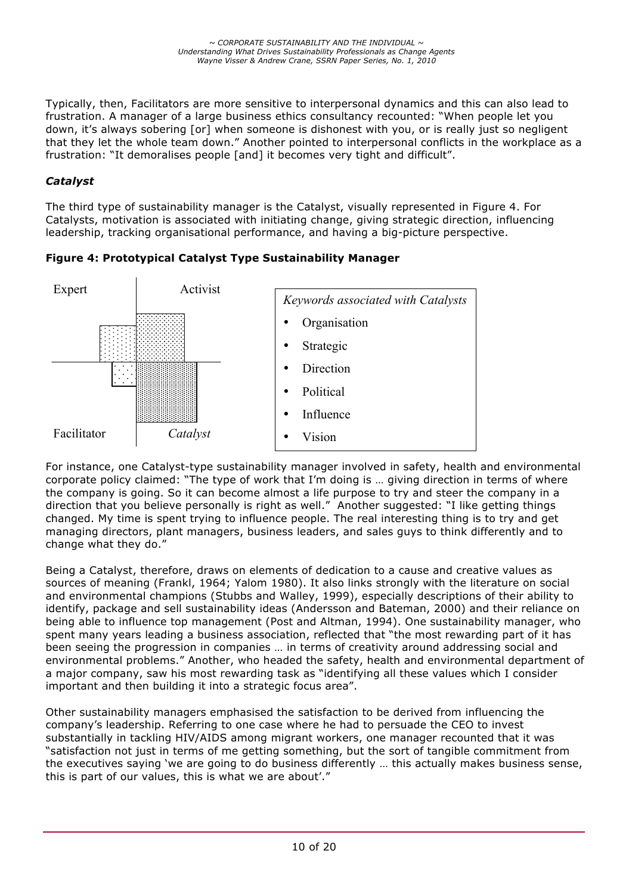Typically, then, Facilitators are more sensitive to interpersonal dynamics and this can also lead to frustration. A manager of a large business ethics consultancy recounted: "When people let you down, it's always sobering [or] when someone is dishonest with you, or is really just so negligent that they let the whole team down." Another pointed to interpersonal conflicts in the workplace as a frustration: "It demoralises people [and] it becomes very tight and difficult".

### *Catalyst*

The third type of sustainability manager is the Catalyst, visually represented in Figure 4. For Catalysts, motivation is associated with initiating change, giving strategic direction, influencing leadership, tracking organisational performance, and having a big-picture perspective.

**Figure 4: Prototypical Catalyst Type Sustainability Manager**

Expert | Activist | Facilitator | *Catalyst*

*Keywords associated with Catalysts*

- Organisation
- Strategic
- Direction
- Political
- Influence
- Vision

For instance, one Catalyst-type sustainability manager involved in safety, health and environmental corporate policy claimed: "The type of work that I'm doing is … giving direction in terms of where the company is going. So it can become almost a life purpose to try and steer the company in a direction that you believe personally is right as well." Another suggested: "I like getting things changed. My time is spent trying to influence people. The real interesting thing is to try and get managing directors, plant managers, business leaders, and sales guys to think differently and to change what they do."

Being a Catalyst, therefore, draws on elements of dedication to a cause and creative values as sources of meaning (Frankl, 1964; Yalom 1980). It also links strongly with the literature on social and environmental champions (Stubbs and Walley, 1999), especially descriptions of their ability to identify, package and sell sustainability ideas (Andersson and Bateman, 2000) and their reliance on being able to influence top management (Post and Altman, 1994). One sustainability manager, who spent many years leading a business association, reflected that "the most rewarding part of it has been seeing the progression in companies … in terms of creativity around addressing social and environmental problems." Another, who headed the safety, health and environmental department of a major company, saw his most rewarding task as "identifying all these values which I consider important and then building it into a strategic focus area".

Other sustainability managers emphasised the satisfaction to be derived from influencing the company's leadership. Referring to one case where he had to persuade the CEO to invest substantially in tackling HIV/AIDS among migrant workers, one manager recounted that it was "satisfaction not just in terms of me getting something, but the sort of tangible commitment from the executives saying 'we are going to do business differently … this actually makes business sense, this is part of our values, this is what we are about'."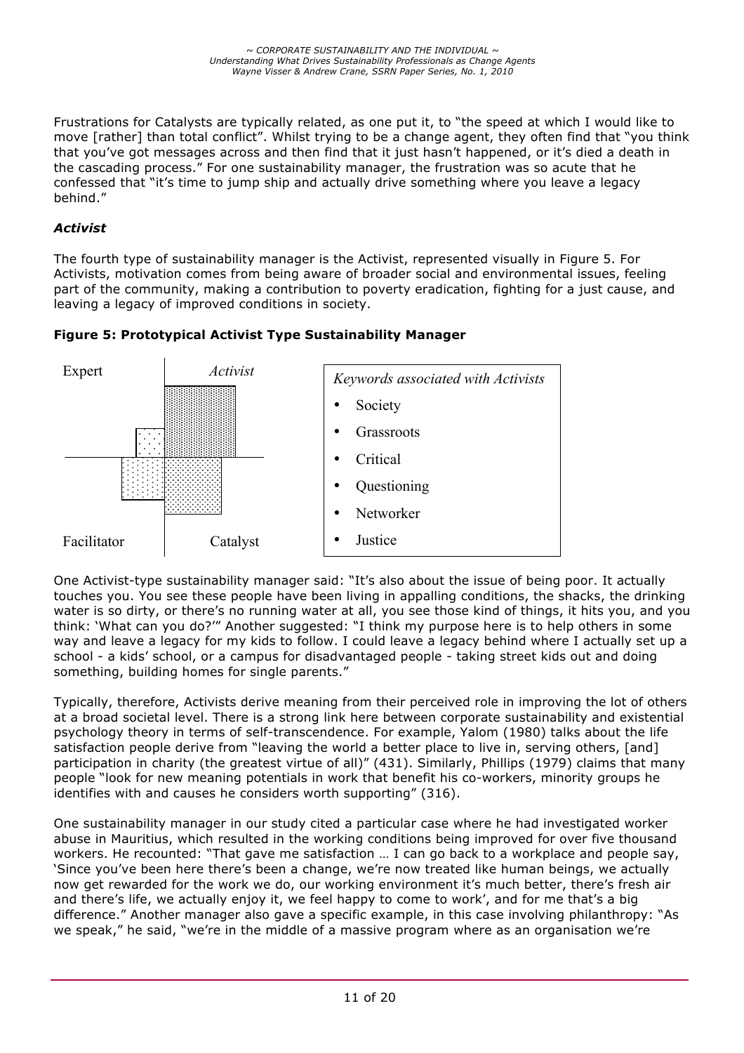Frustrations for Catalysts are typically related, as one put it, to "the speed at which I would like to move [rather] than total conflict". Whilst trying to be a change agent, they often find that "you think that you've got messages across and then find that it just hasn't happened, or it's died a death in the cascading process." For one sustainability manager, the frustration was so acute that he confessed that "it's time to jump ship and actually drive something where you leave a legacy behind."

### *Activist*

The fourth type of sustainability manager is the Activist, represented visually in Figure 5. For Activists, motivation comes from being aware of broader social and environmental issues, feeling part of the community, making a contribution to poverty eradication, fighting for a just cause, and leaving a legacy of improved conditions in society.

**Figure 5: Prototypical Activist Type Sustainability Manager**

Expert | *Activist* | Facilitator | Catalyst

*Keywords associated with Activists*

- Society
- Grassroots
- Critical
- Questioning
- Networker
- Justice

One Activist-type sustainability manager said: "It's also about the issue of being poor. It actually touches you. You see these people have been living in appalling conditions, the shacks, the drinking water is so dirty, or there's no running water at all, you see those kind of things, it hits you, and you think: 'What can you do?'" Another suggested: "I think my purpose here is to help others in some way and leave a legacy for my kids to follow. I could leave a legacy behind where I actually set up a school - a kids' school, or a campus for disadvantaged people - taking street kids out and doing something, building homes for single parents."

Typically, therefore, Activists derive meaning from their perceived role in improving the lot of others at a broad societal level. There is a strong link here between corporate sustainability and existential psychology theory in terms of self-transcendence. For example, Yalom (1980) talks about the life satisfaction people derive from "leaving the world a better place to live in, serving others, [and] participation in charity (the greatest virtue of all)" (431). Similarly, Phillips (1979) claims that many people "look for new meaning potentials in work that benefit his co-workers, minority groups he identifies with and causes he considers worth supporting" (316).

One sustainability manager in our study cited a particular case where he had investigated worker abuse in Mauritius, which resulted in the working conditions being improved for over five thousand workers. He recounted: "That gave me satisfaction … I can go back to a workplace and people say, 'Since you've been here there's been a change, we're now treated like human beings, we actually now get rewarded for the work we do, our working environment it's much better, there's fresh air and there's life, we actually enjoy it, we feel happy to come to work', and for me that's a big difference." Another manager also gave a specific example, in this case involving philanthropy: "As we speak," he said, "we're in the middle of a massive program where as an organisation we're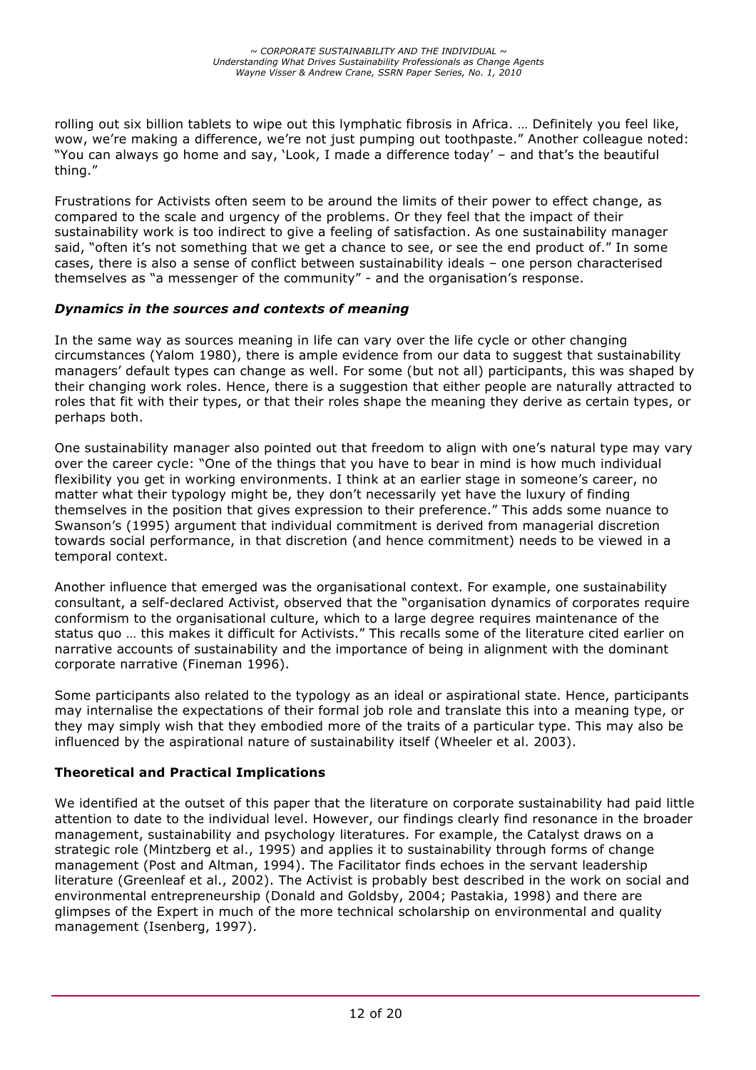rolling out six billion tablets to wipe out this lymphatic fibrosis in Africa. … Definitely you feel like, wow, we're making a difference, we're not just pumping out toothpaste." Another colleague noted: "You can always go home and say, 'Look, I made a difference today' – and that's the beautiful thing."

Frustrations for Activists often seem to be around the limits of their power to effect change, as compared to the scale and urgency of the problems. Or they feel that the impact of their sustainability work is too indirect to give a feeling of satisfaction. As one sustainability manager said, "often it's not something that we get a chance to see, or see the end product of." In some cases, there is also a sense of conflict between sustainability ideals – one person characterised themselves as "a messenger of the community" - and the organisation's response.

### *Dynamics in the sources and contexts of meaning*

In the same way as sources meaning in life can vary over the life cycle or other changing circumstances (Yalom 1980), there is ample evidence from our data to suggest that sustainability managers' default types can change as well. For some (but not all) participants, this was shaped by their changing work roles. Hence, there is a suggestion that either people are naturally attracted to roles that fit with their types, or that their roles shape the meaning they derive as certain types, or perhaps both.

One sustainability manager also pointed out that freedom to align with one's natural type may vary over the career cycle: "One of the things that you have to bear in mind is how much individual flexibility you get in working environments. I think at an earlier stage in someone's career, no matter what their typology might be, they don't necessarily yet have the luxury of finding themselves in the position that gives expression to their preference." This adds some nuance to Swanson's (1995) argument that individual commitment is derived from managerial discretion towards social performance, in that discretion (and hence commitment) needs to be viewed in a temporal context.

Another influence that emerged was the organisational context. For example, one sustainability consultant, a self-declared Activist, observed that the "organisation dynamics of corporates require conformism to the organisational culture, which to a large degree requires maintenance of the status quo … this makes it difficult for Activists." This recalls some of the literature cited earlier on narrative accounts of sustainability and the importance of being in alignment with the dominant corporate narrative (Fineman 1996).

Some participants also related to the typology as an ideal or aspirational state. Hence, participants may internalise the expectations of their formal job role and translate this into a meaning type, or they may simply wish that they embodied more of the traits of a particular type. This may also be influenced by the aspirational nature of sustainability itself (Wheeler et al. 2003).

## Theoretical and Practical Implications

We identified at the outset of this paper that the literature on corporate sustainability had paid little attention to date to the individual level. However, our findings clearly find resonance in the broader management, sustainability and psychology literatures. For example, the Catalyst draws on a strategic role (Mintzberg et al., 1995) and applies it to sustainability through forms of change management (Post and Altman, 1994). The Facilitator finds echoes in the servant leadership literature (Greenleaf et al., 2002). The Activist is probably best described in the work on social and environmental entrepreneurship (Donald and Goldsby, 2004; Pastakia, 1998) and there are glimpses of the Expert in much of the more technical scholarship on environmental and quality management (Isenberg, 1997).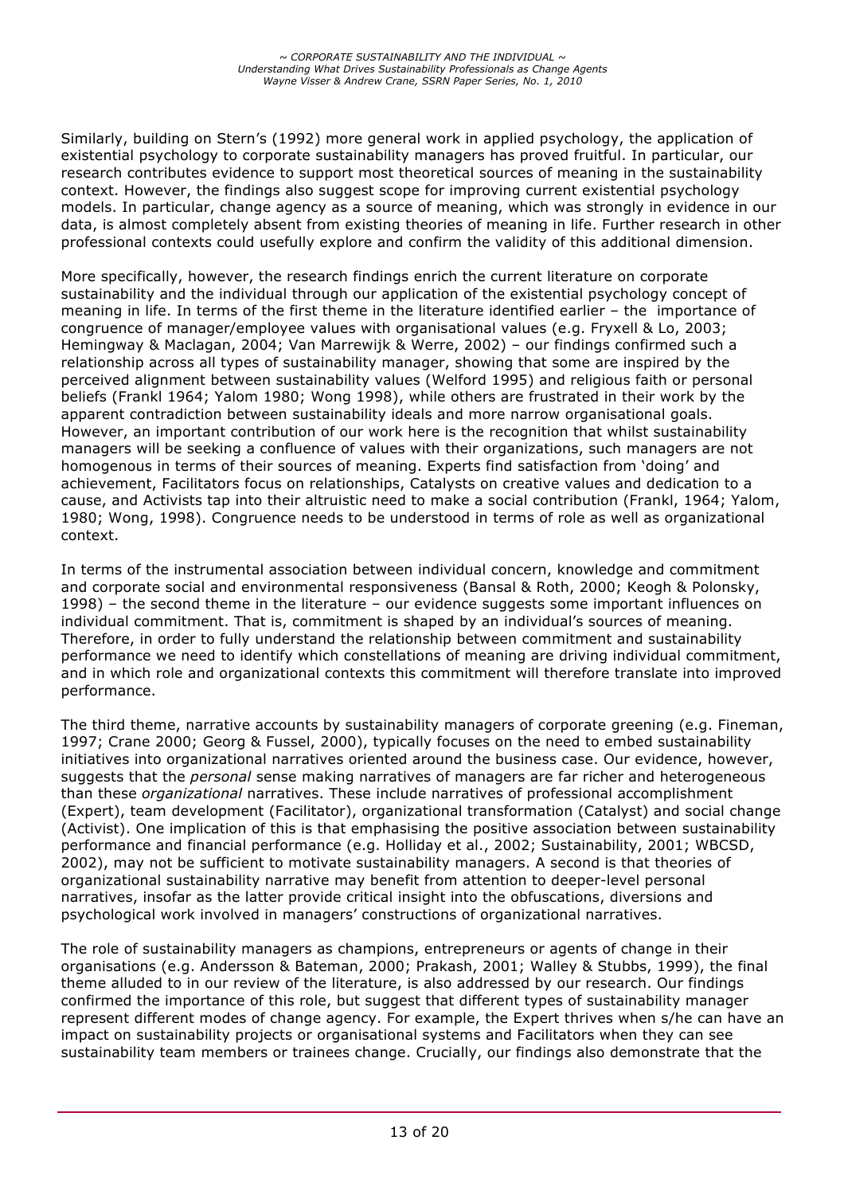Similarly, building on Stern's (1992) more general work in applied psychology, the application of existential psychology to corporate sustainability managers has proved fruitful. In particular, our research contributes evidence to support most theoretical sources of meaning in the sustainability context. However, the findings also suggest scope for improving current existential psychology models. In particular, change agency as a source of meaning, which was strongly in evidence in our data, is almost completely absent from existing theories of meaning in life. Further research in other professional contexts could usefully explore and confirm the validity of this additional dimension.

More specifically, however, the research findings enrich the current literature on corporate sustainability and the individual through our application of the existential psychology concept of meaning in life. In terms of the first theme in the literature identified earlier – the importance of congruence of manager/employee values with organisational values (e.g. Fryxell & Lo, 2003; Hemingway & Maclagan, 2004; Van Marrewijk & Werre, 2002) – our findings confirmed such a relationship across all types of sustainability manager, showing that some are inspired by the perceived alignment between sustainability values (Welford 1995) and religious faith or personal beliefs (Frankl 1964; Yalom 1980; Wong 1998), while others are frustrated in their work by the apparent contradiction between sustainability ideals and more narrow organisational goals. However, an important contribution of our work here is the recognition that whilst sustainability managers will be seeking a confluence of values with their organizations, such managers are not homogenous in terms of their sources of meaning. Experts find satisfaction from 'doing' and achievement, Facilitators focus on relationships, Catalysts on creative values and dedication to a cause, and Activists tap into their altruistic need to make a social contribution (Frankl, 1964; Yalom, 1980; Wong, 1998). Congruence needs to be understood in terms of role as well as organizational context.

In terms of the instrumental association between individual concern, knowledge and commitment and corporate social and environmental responsiveness (Bansal & Roth, 2000; Keogh & Polonsky, 1998) – the second theme in the literature – our evidence suggests some important influences on individual commitment. That is, commitment is shaped by an individual's sources of meaning. Therefore, in order to fully understand the relationship between commitment and sustainability performance we need to identify which constellations of meaning are driving individual commitment, and in which role and organizational contexts this commitment will therefore translate into improved performance.

The third theme, narrative accounts by sustainability managers of corporate greening (e.g. Fineman, 1997; Crane 2000; Georg & Fussel, 2000), typically focuses on the need to embed sustainability initiatives into organizational narratives oriented around the business case. Our evidence, however, suggests that the *personal* sense making narratives of managers are far richer and heterogeneous than these *organizational* narratives. These include narratives of professional accomplishment (Expert), team development (Facilitator), organizational transformation (Catalyst) and social change (Activist). One implication of this is that emphasising the positive association between sustainability performance and financial performance (e.g. Holliday et al., 2002; Sustainability, 2001; WBCSD, 2002), may not be sufficient to motivate sustainability managers. A second is that theories of organizational sustainability narrative may benefit from attention to deeper-level personal narratives, insofar as the latter provide critical insight into the obfuscations, diversions and psychological work involved in managers' constructions of organizational narratives.

The role of sustainability managers as champions, entrepreneurs or agents of change in their organisations (e.g. Andersson & Bateman, 2000; Prakash, 2001; Walley & Stubbs, 1999), the final theme alluded to in our review of the literature, is also addressed by our research. Our findings confirmed the importance of this role, but suggest that different types of sustainability manager represent different modes of change agency. For example, the Expert thrives when s/he can have an impact on sustainability projects or organisational systems and Facilitators when they can see sustainability team members or trainees change. Crucially, our findings also demonstrate that the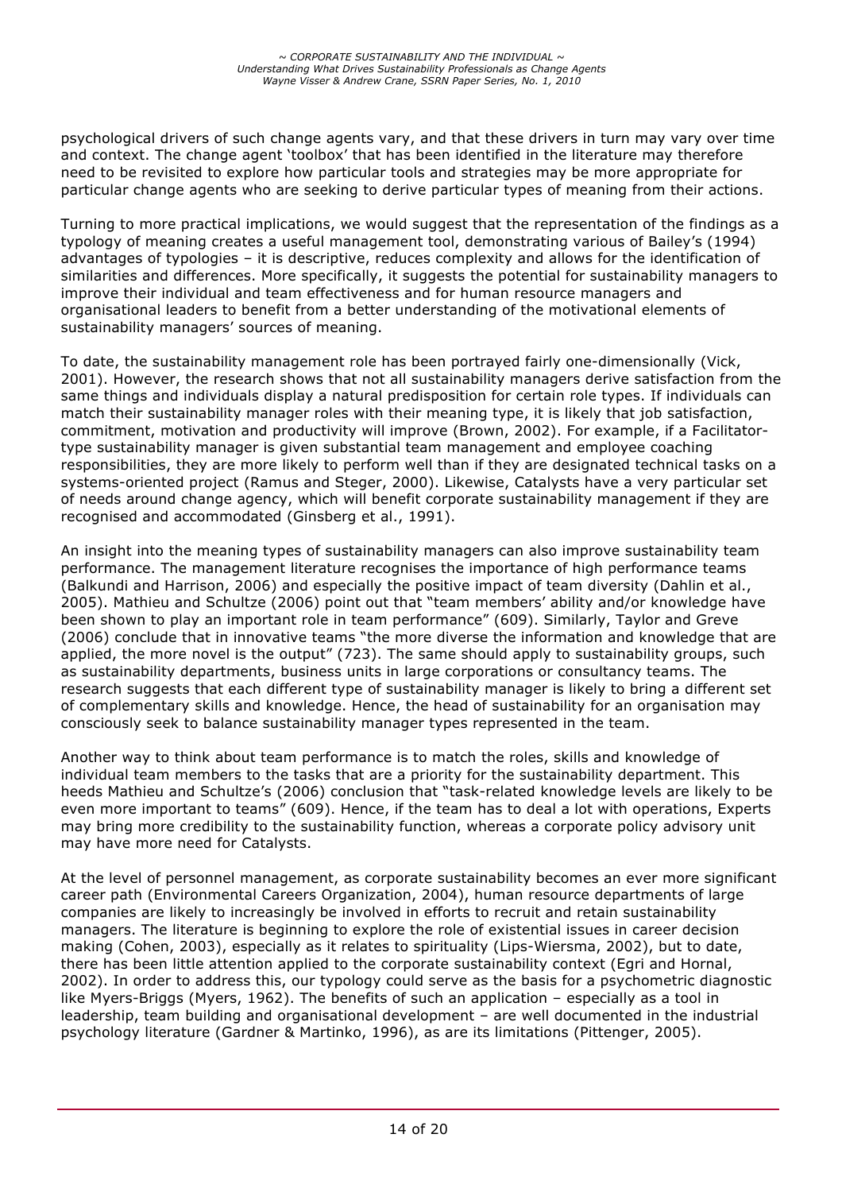psychological drivers of such change agents vary, and that these drivers in turn may vary over time and context. The change agent 'toolbox' that has been identified in the literature may therefore need to be revisited to explore how particular tools and strategies may be more appropriate for particular change agents who are seeking to derive particular types of meaning from their actions.

Turning to more practical implications, we would suggest that the representation of the findings as a typology of meaning creates a useful management tool, demonstrating various of Bailey's (1994) advantages of typologies – it is descriptive, reduces complexity and allows for the identification of similarities and differences. More specifically, it suggests the potential for sustainability managers to improve their individual and team effectiveness and for human resource managers and organisational leaders to benefit from a better understanding of the motivational elements of sustainability managers' sources of meaning.

To date, the sustainability management role has been portrayed fairly one-dimensionally (Vick, 2001). However, the research shows that not all sustainability managers derive satisfaction from the same things and individuals display a natural predisposition for certain role types. If individuals can match their sustainability manager roles with their meaning type, it is likely that job satisfaction, commitment, motivation and productivity will improve (Brown, 2002). For example, if a Facilitator-type sustainability manager is given substantial team management and employee coaching responsibilities, they are more likely to perform well than if they are designated technical tasks on a systems-oriented project (Ramus and Steger, 2000). Likewise, Catalysts have a very particular set of needs around change agency, which will benefit corporate sustainability management if they are recognised and accommodated (Ginsberg et al., 1991).

An insight into the meaning types of sustainability managers can also improve sustainability team performance. The management literature recognises the importance of high performance teams (Balkundi and Harrison, 2006) and especially the positive impact of team diversity (Dahlin et al., 2005). Mathieu and Schultze (2006) point out that "team members' ability and/or knowledge have been shown to play an important role in team performance" (609). Similarly, Taylor and Greve (2006) conclude that in innovative teams "the more diverse the information and knowledge that are applied, the more novel is the output" (723). The same should apply to sustainability groups, such as sustainability departments, business units in large corporations or consultancy teams. The research suggests that each different type of sustainability manager is likely to bring a different set of complementary skills and knowledge. Hence, the head of sustainability for an organisation may consciously seek to balance sustainability manager types represented in the team.

Another way to think about team performance is to match the roles, skills and knowledge of individual team members to the tasks that are a priority for the sustainability department. This heeds Mathieu and Schultze's (2006) conclusion that "task-related knowledge levels are likely to be even more important to teams" (609). Hence, if the team has to deal a lot with operations, Experts may bring more credibility to the sustainability function, whereas a corporate policy advisory unit may have more need for Catalysts.

At the level of personnel management, as corporate sustainability becomes an ever more significant career path (Environmental Careers Organization, 2004), human resource departments of large companies are likely to increasingly be involved in efforts to recruit and retain sustainability managers. The literature is beginning to explore the role of existential issues in career decision making (Cohen, 2003), especially as it relates to spirituality (Lips-Wiersma, 2002), but to date, there has been little attention applied to the corporate sustainability context (Egri and Hornal, 2002). In order to address this, our typology could serve as the basis for a psychometric diagnostic like Myers-Briggs (Myers, 1962). The benefits of such an application – especially as a tool in leadership, team building and organisational development – are well documented in the industrial psychology literature (Gardner & Martinko, 1996), as are its limitations (Pittenger, 2005).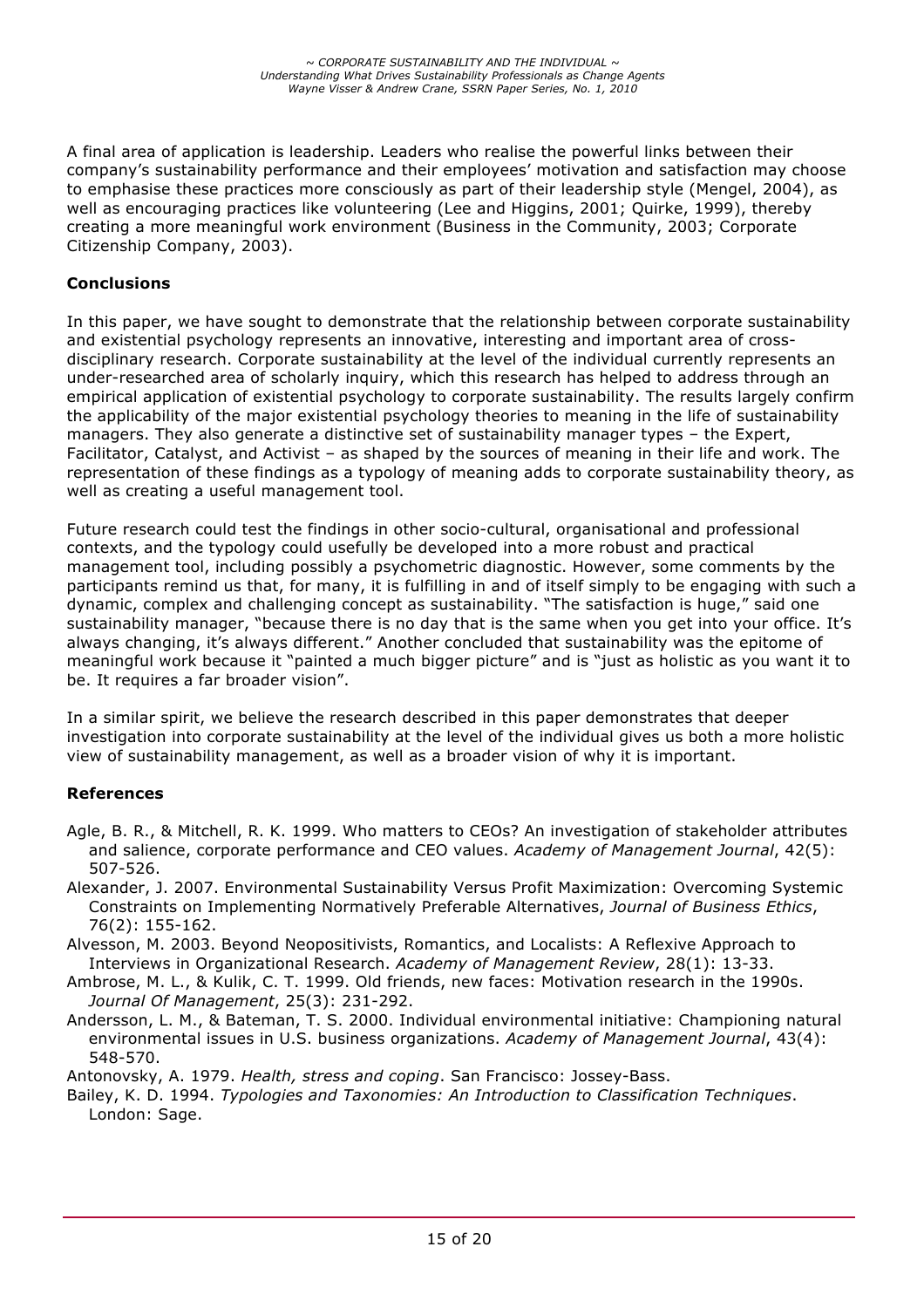A final area of application is leadership. Leaders who realise the powerful links between their company's sustainability performance and their employees' motivation and satisfaction may choose to emphasise these practices more consciously as part of their leadership style (Mengel, 2004), as well as encouraging practices like volunteering (Lee and Higgins, 2001; Quirke, 1999), thereby creating a more meaningful work environment (Business in the Community, 2003; Corporate Citizenship Company, 2003).

## Conclusions

In this paper, we have sought to demonstrate that the relationship between corporate sustainability and existential psychology represents an innovative, interesting and important area of cross-disciplinary research. Corporate sustainability at the level of the individual currently represents an under-researched area of scholarly inquiry, which this research has helped to address through an empirical application of existential psychology to corporate sustainability. The results largely confirm the applicability of the major existential psychology theories to meaning in the life of sustainability managers. They also generate a distinctive set of sustainability manager types – the Expert, Facilitator, Catalyst, and Activist – as shaped by the sources of meaning in their life and work. The representation of these findings as a typology of meaning adds to corporate sustainability theory, as well as creating a useful management tool.

Future research could test the findings in other socio-cultural, organisational and professional contexts, and the typology could usefully be developed into a more robust and practical management tool, including possibly a psychometric diagnostic. However, some comments by the participants remind us that, for many, it is fulfilling in and of itself simply to be engaging with such a dynamic, complex and challenging concept as sustainability. "The satisfaction is huge," said one sustainability manager, "because there is no day that is the same when you get into your office. It's always changing, it's always different." Another concluded that sustainability was the epitome of meaningful work because it "painted a much bigger picture" and is "just as holistic as you want it to be. It requires a far broader vision".

In a similar spirit, we believe the research described in this paper demonstrates that deeper investigation into corporate sustainability at the level of the individual gives us both a more holistic view of sustainability management, as well as a broader vision of why it is important.

## References

Agle, B. R., & Mitchell, R. K. 1999. Who matters to CEOs? An investigation of stakeholder attributes and salience, corporate performance and CEO values. *Academy of Management Journal*, 42(5): 507-526.

Alexander, J. 2007. Environmental Sustainability Versus Profit Maximization: Overcoming Systemic Constraints on Implementing Normatively Preferable Alternatives, *Journal of Business Ethics*, 76(2): 155-162.

Alvesson, M. 2003. Beyond Neopositivists, Romantics, and Localists: A Reflexive Approach to Interviews in Organizational Research. *Academy of Management Review*, 28(1): 13-33.

Ambrose, M. L., & Kulik, C. T. 1999. Old friends, new faces: Motivation research in the 1990s. *Journal Of Management*, 25(3): 231-292.

Andersson, L. M., & Bateman, T. S. 2000. Individual environmental initiative: Championing natural environmental issues in U.S. business organizations. *Academy of Management Journal*, 43(4): 548-570.

Antonovsky, A. 1979. *Health, stress and coping*. San Francisco: Jossey-Bass.

Bailey, K. D. 1994. *Typologies and Taxonomies: An Introduction to Classification Techniques*. London: Sage.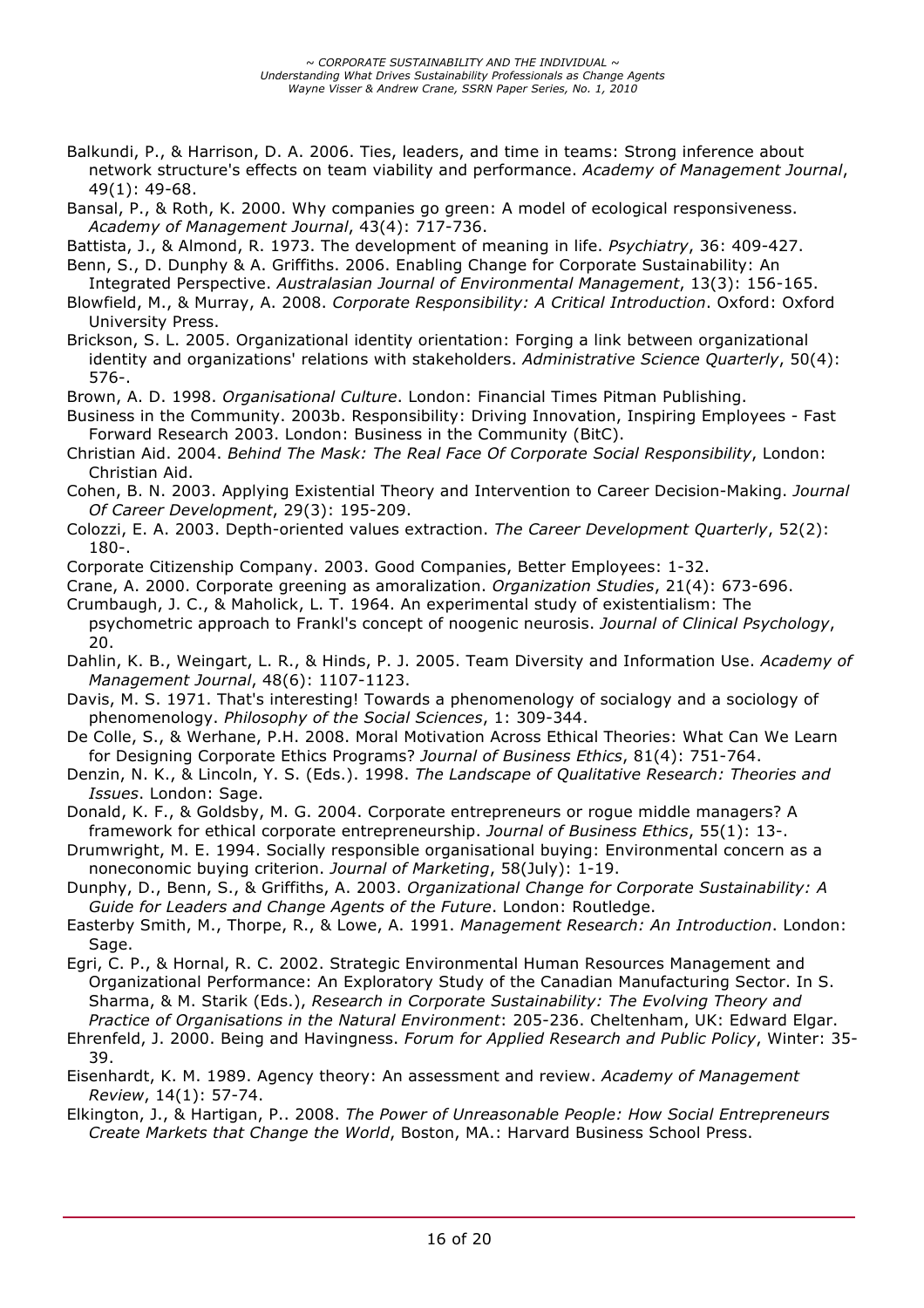Balkundi, P., & Harrison, D. A. 2006. Ties, leaders, and time in teams: Strong inference about network structure's effects on team viability and performance. *Academy of Management Journal*, 49(1): 49-68.

Bansal, P., & Roth, K. 2000. Why companies go green: A model of ecological responsiveness. *Academy of Management Journal*, 43(4): 717-736.

Battista, J., & Almond, R. 1973. The development of meaning in life. *Psychiatry*, 36: 409-427.

Benn, S., D. Dunphy & A. Griffiths. 2006. Enabling Change for Corporate Sustainability: An Integrated Perspective. *Australasian Journal of Environmental Management*, 13(3): 156-165.

Blowfield, M., & Murray, A. 2008. *Corporate Responsibility: A Critical Introduction*. Oxford: Oxford University Press.

Brickson, S. L. 2005. Organizational identity orientation: Forging a link between organizational identity and organizations' relations with stakeholders. *Administrative Science Quarterly*, 50(4): 576-.

Brown, A. D. 1998. *Organisational Culture*. London: Financial Times Pitman Publishing.

Business in the Community. 2003b. Responsibility: Driving Innovation, Inspiring Employees - Fast Forward Research 2003. London: Business in the Community (BitC).

Christian Aid. 2004. *Behind The Mask: The Real Face Of Corporate Social Responsibility*, London: Christian Aid.

Cohen, B. N. 2003. Applying Existential Theory and Intervention to Career Decision-Making. *Journal Of Career Development*, 29(3): 195-209.

Colozzi, E. A. 2003. Depth-oriented values extraction. *The Career Development Quarterly*, 52(2): 180-.

Corporate Citizenship Company. 2003. Good Companies, Better Employees: 1-32.

Crane, A. 2000. Corporate greening as amoralization. *Organization Studies*, 21(4): 673-696.

Crumbaugh, J. C., & Maholick, L. T. 1964. An experimental study of existentialism: The psychometric approach to Frankl's concept of noogenic neurosis. *Journal of Clinical Psychology*, 20.

Dahlin, K. B., Weingart, L. R., & Hinds, P. J. 2005. Team Diversity and Information Use. *Academy of Management Journal*, 48(6): 1107-1123.

Davis, M. S. 1971. That's interesting! Towards a phenomenology of sociology and a sociology of phenomenology. *Philosophy of the Social Sciences*, 1: 309-344.

De Colle, S., & Werhane, P.H. 2008. Moral Motivation Across Ethical Theories: What Can We Learn for Designing Corporate Ethics Programs? *Journal of Business Ethics*, 81(4): 751-764.

Denzin, N. K., & Lincoln, Y. S. (Eds.). 1998. *The Landscape of Qualitative Research: Theories and Issues*. London: Sage.

Donald, K. F., & Goldsby, M. G. 2004. Corporate entrepreneurs or rogue middle managers? A framework for ethical corporate entrepreneurship. *Journal of Business Ethics*, 55(1): 13-.

Drumwright, M. E. 1994. Socially responsible organisational buying: Environmental concern as a noneconomic buying criterion. *Journal of Marketing*, 58(July): 1-19.

Dunphy, D., Benn, S., & Griffiths, A. 2003. *Organizational Change for Corporate Sustainability: A Guide for Leaders and Change Agents of the Future*. London: Routledge.

Easterby Smith, M., Thorpe, R., & Lowe, A. 1991. *Management Research: An Introduction*. London: Sage.

Egri, C. P., & Hornal, R. C. 2002. Strategic Environmental Human Resources Management and Organizational Performance: An Exploratory Study of the Canadian Manufacturing Sector. In S. Sharma, & M. Starik (Eds.), *Research in Corporate Sustainability: The Evolving Theory and Practice of Organisations in the Natural Environment*: 205-236. Cheltenham, UK: Edward Elgar.

Ehrenfeld, J. 2000. Being and Havingness. *Forum for Applied Research and Public Policy*, Winter: 35-39.

Eisenhardt, K. M. 1989. Agency theory: An assessment and review. *Academy of Management Review*, 14(1): 57-74.

Elkington, J., & Hartigan, P.. 2008. *The Power of Unreasonable People: How Social Entrepreneurs Create Markets that Change the World*, Boston, MA.: Harvard Business School Press.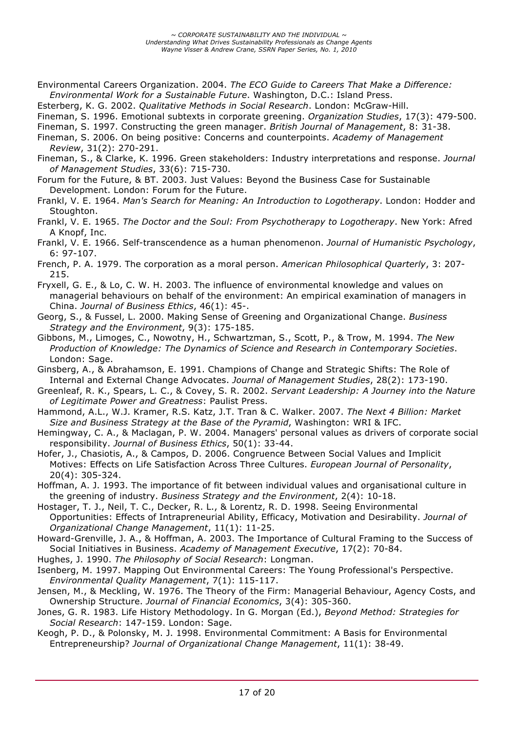Environmental Careers Organization. 2004. *The ECO Guide to Careers That Make a Difference: Environmental Work for a Sustainable Future*. Washington, D.C.: Island Press.

Esterberg, K. G. 2002. *Qualitative Methods in Social Research*. London: McGraw-Hill.

Fineman, S. 1996. Emotional subtexts in corporate greening. *Organization Studies*, 17(3): 479-500.

Fineman, S. 1997. Constructing the green manager. *British Journal of Management*, 8: 31-38.

Fineman, S. 2006. On being positive: Concerns and counterpoints. *Academy of Management Review*, 31(2): 270-291.

Fineman, S., & Clarke, K. 1996. Green stakeholders: Industry interpretations and response. *Journal of Management Studies*, 33(6): 715-730.

Forum for the Future, & BT. 2003. Just Values: Beyond the Business Case for Sustainable Development. London: Forum for the Future.

Frankl, V. E. 1964. *Man's Search for Meaning: An Introduction to Logotherapy*. London: Hodder and Stoughton.

Frankl, V. E. 1965. *The Doctor and the Soul: From Psychotherapy to Logotherapy*. New York: Afred A Knopf, Inc.

Frankl, V. E. 1966. Self-transcendence as a human phenomenon. *Journal of Humanistic Psychology*, 6: 97-107.

French, P. A. 1979. The corporation as a moral person. *American Philosophical Quarterly*, 3: 207-215.

Fryxell, G. E., & Lo, C. W. H. 2003. The influence of environmental knowledge and values on managerial behaviours on behalf of the environment: An empirical examination of managers in China. *Journal of Business Ethics*, 46(1): 45-.

Georg, S., & Fussel, L. 2000. Making Sense of Greening and Organizational Change. *Business Strategy and the Environment*, 9(3): 175-185.

Gibbons, M., Limoges, C., Nowotny, H., Schwartzman, S., Scott, P., & Trow, M. 1994. *The New Production of Knowledge: The Dynamics of Science and Research in Contemporary Societies*. London: Sage.

Ginsberg, A., & Abrahamson, E. 1991. Champions of Change and Strategic Shifts: The Role of Internal and External Change Advocates. *Journal of Management Studies*, 28(2): 173-190.

Greenleaf, R. K., Spears, L. C., & Covey, S. R. 2002. *Servant Leadership: A Journey into the Nature of Legitimate Power and Greatness*: Paulist Press.

Hammond, A.L., W.J. Kramer, R.S. Katz, J.T. Tran & C. Walker. 2007. *The Next 4 Billion: Market Size and Business Strategy at the Base of the Pyramid*, Washington: WRI & IFC.

Hemingway, C. A., & Maclagan, P. W. 2004. Managers' personal values as drivers of corporate social responsibility. *Journal of Business Ethics*, 50(1): 33-44.

Hofer, J., Chasiotis, A., & Campos, D. 2006. Congruence Between Social Values and Implicit Motives: Effects on Life Satisfaction Across Three Cultures. *European Journal of Personality*, 20(4): 305-324.

Hoffman, A. J. 1993. The importance of fit between individual values and organisational culture in the greening of industry. *Business Strategy and the Environment*, 2(4): 10-18.

Hostager, T. J., Neil, T. C., Decker, R. L., & Lorentz, R. D. 1998. Seeing Environmental Opportunities: Effects of Intrapreneurial Ability, Efficacy, Motivation and Desirability. *Journal of Organizational Change Management*, 11(1): 11-25.

Howard-Grenville, J. A., & Hoffman, A. 2003. The Importance of Cultural Framing to the Success of Social Initiatives in Business. *Academy of Management Executive*, 17(2): 70-84.

Hughes, J. 1990. *The Philosophy of Social Research*: Longman.

Isenberg, M. 1997. Mapping Out Environmental Careers: The Young Professional's Perspective. *Environmental Quality Management*, 7(1): 115-117.

Jensen, M., & Meckling, W. 1976. The Theory of the Firm: Managerial Behaviour, Agency Costs, and Ownership Structure. *Journal of Financial Economics*, 3(4): 305-360.

Jones, G. R. 1983. Life History Methodology. In G. Morgan (Ed.), *Beyond Method: Strategies for Social Research*: 147-159. London: Sage.

Keogh, P. D., & Polonsky, M. J. 1998. Environmental Commitment: A Basis for Environmental Entrepreneurship? *Journal of Organizational Change Management*, 11(1): 38-49.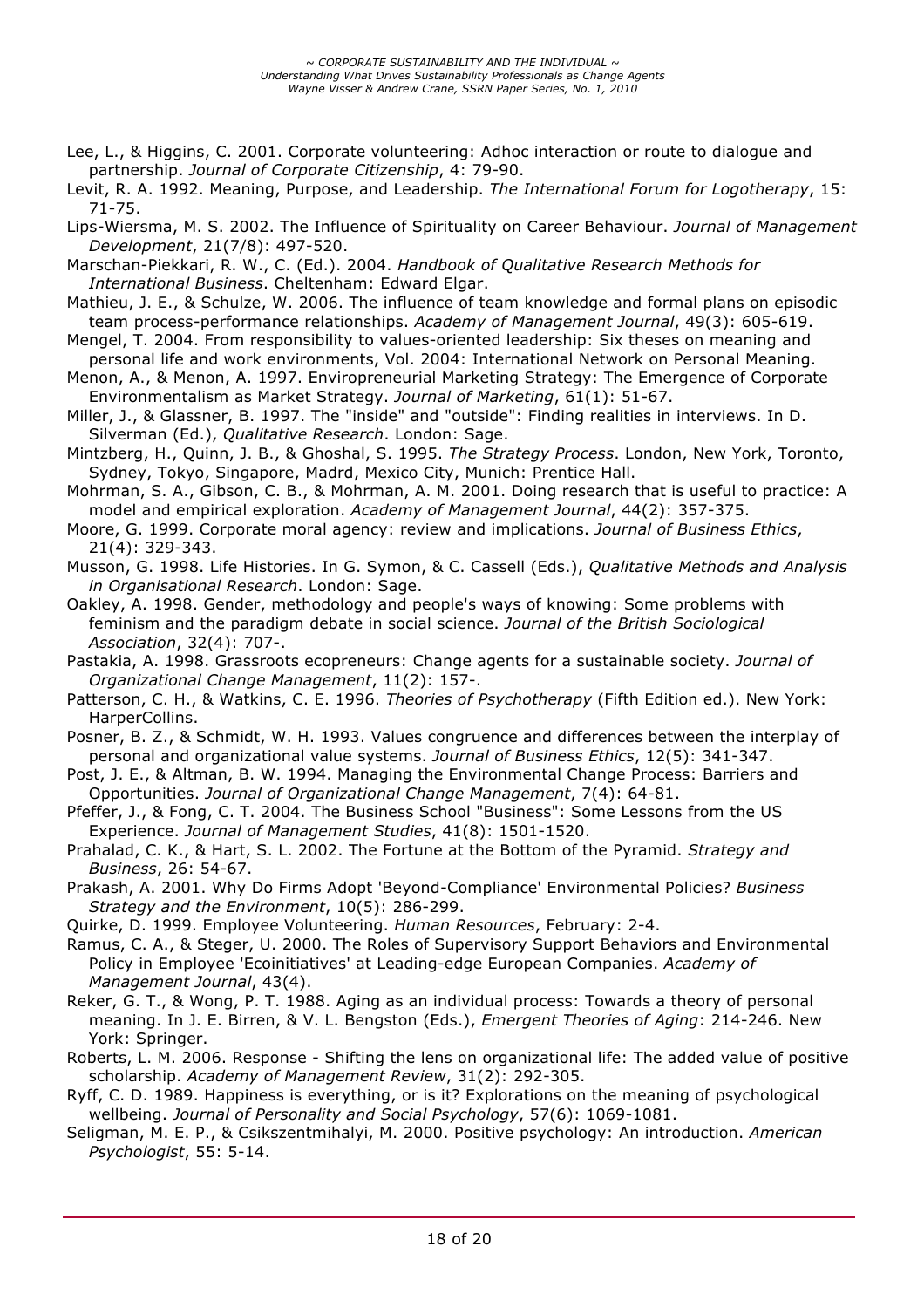Lee, L., & Higgins, C. 2001. Corporate volunteering: Adhoc interaction or route to dialogue and partnership. *Journal of Corporate Citizenship*, 4: 79-90.

Levit, R. A. 1992. Meaning, Purpose, and Leadership. *The International Forum for Logotherapy*, 15: 71-75.

Lips-Wiersma, M. S. 2002. The Influence of Spirituality on Career Behaviour. *Journal of Management Development*, 21(7/8): 497-520.

Marschan-Piekkari, R. W., C. (Ed.). 2004. *Handbook of Qualitative Research Methods for International Business*. Cheltenham: Edward Elgar.

Mathieu, J. E., & Schulze, W. 2006. The influence of team knowledge and formal plans on episodic team process-performance relationships. *Academy of Management Journal*, 49(3): 605-619.

Mengel, T. 2004. From responsibility to values-oriented leadership: Six theses on meaning and personal life and work environments, Vol. 2004: International Network on Personal Meaning.

Menon, A., & Menon, A. 1997. Enviropreneurial Marketing Strategy: The Emergence of Corporate Environmentalism as Market Strategy. *Journal of Marketing*, 61(1): 51-67.

Miller, J., & Glassner, B. 1997. The "inside" and "outside": Finding realities in interviews. In D. Silverman (Ed.), *Qualitative Research*. London: Sage.

Mintzberg, H., Quinn, J. B., & Ghoshal, S. 1995. *The Strategy Process*. London, New York, Toronto, Sydney, Tokyo, Singapore, Madrd, Mexico City, Munich: Prentice Hall.

Mohrman, S. A., Gibson, C. B., & Mohrman, A. M. 2001. Doing research that is useful to practice: A model and empirical exploration. *Academy of Management Journal*, 44(2): 357-375.

Moore, G. 1999. Corporate moral agency: review and implications. *Journal of Business Ethics*, 21(4): 329-343.

Musson, G. 1998. Life Histories. In G. Symon, & C. Cassell (Eds.), *Qualitative Methods and Analysis in Organisational Research*. London: Sage.

Oakley, A. 1998. Gender, methodology and people's ways of knowing: Some problems with feminism and the paradigm debate in social science. *Journal of the British Sociological Association*, 32(4): 707-.

Pastakia, A. 1998. Grassroots ecopreneurs: Change agents for a sustainable society. *Journal of Organizational Change Management*, 11(2): 157-.

Patterson, C. H., & Watkins, C. E. 1996. *Theories of Psychotherapy* (Fifth Edition ed.). New York: HarperCollins.

Posner, B. Z., & Schmidt, W. H. 1993. Values congruence and differences between the interplay of personal and organizational value systems. *Journal of Business Ethics*, 12(5): 341-347.

Post, J. E., & Altman, B. W. 1994. Managing the Environmental Change Process: Barriers and Opportunities. *Journal of Organizational Change Management*, 7(4): 64-81.

Pfeffer, J., & Fong, C. T. 2004. The Business School "Business": Some Lessons from the US Experience. *Journal of Management Studies*, 41(8): 1501-1520.

Prahalad, C. K., & Hart, S. L. 2002. The Fortune at the Bottom of the Pyramid. *Strategy and Business*, 26: 54-67.

Prakash, A. 2001. Why Do Firms Adopt 'Beyond-Compliance' Environmental Policies? *Business Strategy and the Environment*, 10(5): 286-299.

Quirke, D. 1999. Employee Volunteering. *Human Resources*, February: 2-4.

Ramus, C. A., & Steger, U. 2000. The Roles of Supervisory Support Behaviors and Environmental Policy in Employee 'Ecoinitiatives' at Leading-edge European Companies. *Academy of Management Journal*, 43(4).

Reker, G. T., & Wong, P. T. 1988. Aging as an individual process: Towards a theory of personal meaning. In J. E. Birren, & V. L. Bengston (Eds.), *Emergent Theories of Aging*: 214-246. New York: Springer.

Roberts, L. M. 2006. Response - Shifting the lens on organizational life: The added value of positive scholarship. *Academy of Management Review*, 31(2): 292-305.

Ryff, C. D. 1989. Happiness is everything, or is it? Explorations on the meaning of psychological wellbeing. *Journal of Personality and Social Psychology*, 57(6): 1069-1081.

Seligman, M. E. P., & Csikszentmihalyi, M. 2000. Positive psychology: An introduction. *American Psychologist*, 55: 5-14.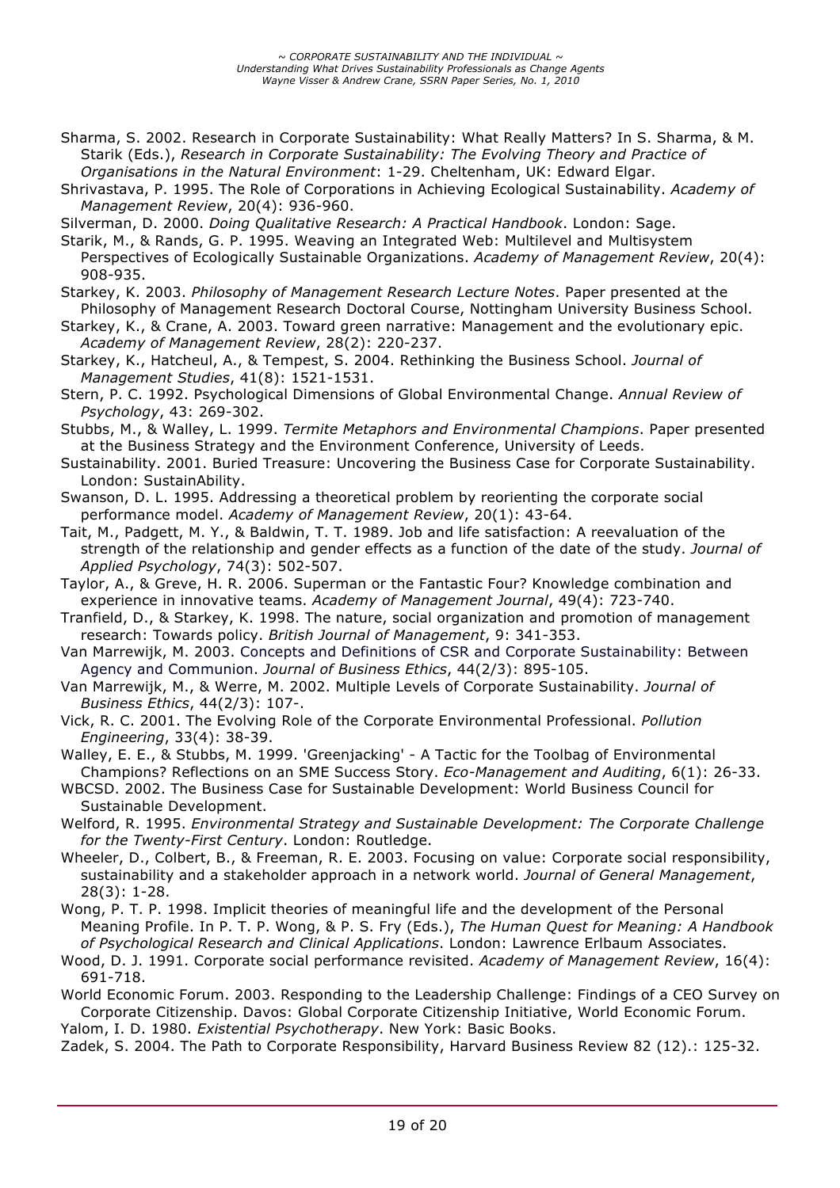Sharma, S. 2002. Research in Corporate Sustainability: What Really Matters? In S. Sharma, & M. Starik (Eds.), *Research in Corporate Sustainability: The Evolving Theory and Practice of Organisations in the Natural Environment*: 1-29. Cheltenham, UK: Edward Elgar.

Shrivastava, P. 1995. The Role of Corporations in Achieving Ecological Sustainability. *Academy of Management Review*, 20(4): 936-960.

Silverman, D. 2000. *Doing Qualitative Research: A Practical Handbook*. London: Sage.

Starik, M., & Rands, G. P. 1995. Weaving an Integrated Web: Multilevel and Multisystem Perspectives of Ecologically Sustainable Organizations. *Academy of Management Review*, 20(4): 908-935.

Starkey, K. 2003. *Philosophy of Management Research Lecture Notes*. Paper presented at the Philosophy of Management Research Doctoral Course, Nottingham University Business School.

Starkey, K., & Crane, A. 2003. Toward green narrative: Management and the evolutionary epic. *Academy of Management Review*, 28(2): 220-237.

Starkey, K., Hatcheul, A., & Tempest, S. 2004. Rethinking the Business School. *Journal of Management Studies*, 41(8): 1521-1531.

Stern, P. C. 1992. Psychological Dimensions of Global Environmental Change. *Annual Review of Psychology*, 43: 269-302.

Stubbs, M., & Walley, L. 1999. *Termite Metaphors and Environmental Champions*. Paper presented at the Business Strategy and the Environment Conference, University of Leeds.

Sustainability. 2001. Buried Treasure: Uncovering the Business Case for Corporate Sustainability. London: SustainAbility.

Swanson, D. L. 1995. Addressing a theoretical problem by reorienting the corporate social performance model. *Academy of Management Review*, 20(1): 43-64.

Tait, M., Padgett, M. Y., & Baldwin, T. T. 1989. Job and life satisfaction: A reevaluation of the strength of the relationship and gender effects as a function of the date of the study. *Journal of Applied Psychology*, 74(3): 502-507.

Taylor, A., & Greve, H. R. 2006. Superman or the Fantastic Four? Knowledge combination and experience in innovative teams. *Academy of Management Journal*, 49(4): 723-740.

Tranfield, D., & Starkey, K. 1998. The nature, social organization and promotion of management research: Towards policy. *British Journal of Management*, 9: 341-353.

Van Marrewijk, M. 2003. Concepts and Definitions of CSR and Corporate Sustainability: Between Agency and Communion. *Journal of Business Ethics*, 44(2/3): 895-105.

Van Marrewijk, M., & Werre, M. 2002. Multiple Levels of Corporate Sustainability. *Journal of Business Ethics*, 44(2/3): 107-.

Vick, R. C. 2001. The Evolving Role of the Corporate Environmental Professional. *Pollution Engineering*, 33(4): 38-39.

Walley, E. E., & Stubbs, M. 1999. 'Greenjacking' - A Tactic for the Toolbag of Environmental Champions? Reflections on an SME Success Story. *Eco-Management and Auditing*, 6(1): 26-33.

WBCSD. 2002. The Business Case for Sustainable Development: World Business Council for Sustainable Development.

Welford, R. 1995. *Environmental Strategy and Sustainable Development: The Corporate Challenge for the Twenty-First Century*. London: Routledge.

Wheeler, D., Colbert, B., & Freeman, R. E. 2003. Focusing on value: Corporate social responsibility, sustainability and a stakeholder approach in a network world. *Journal of General Management*, 28(3): 1-28.

Wong, P. T. P. 1998. Implicit theories of meaningful life and the development of the Personal Meaning Profile. In P. T. P. Wong, & P. S. Fry (Eds.), *The Human Quest for Meaning: A Handbook of Psychological Research and Clinical Applications*. London: Lawrence Erlbaum Associates.

Wood, D. J. 1991. Corporate social performance revisited. *Academy of Management Review*, 16(4): 691-718.

World Economic Forum. 2003. Responding to the Leadership Challenge: Findings of a CEO Survey on Corporate Citizenship. Davos: Global Corporate Citizenship Initiative, World Economic Forum.

Yalom, I. D. 1980. *Existential Psychotherapy*. New York: Basic Books.

Zadek, S. 2004. The Path to Corporate Responsibility, Harvard Business Review 82 (12).: 125-32.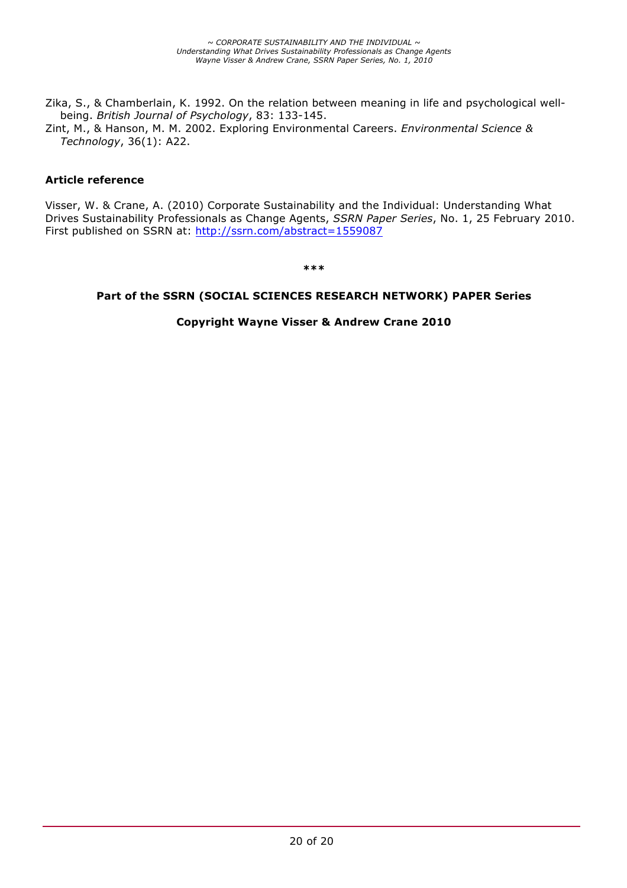Zika, S., & Chamberlain, K. 1992. On the relation between meaning in life and psychological well-being. *British Journal of Psychology*, 83: 133-145.

Zint, M., & Hanson, M. M. 2002. Exploring Environmental Careers. *Environmental Science & Technology*, 36(1): A22.

### Article reference

Visser, W. & Crane, A. (2010) Corporate Sustainability and the Individual: Understanding What Drives Sustainability Professionals as Change Agents, *SSRN Paper Series*, No. 1, 25 February 2010. First published on SSRN at: http://ssrn.com/abstract=1559087

***

**Part of the SSRN (SOCIAL SCIENCES RESEARCH NETWORK) PAPER Series**

**Copyright Wayne Visser & Andrew Crane 2010**